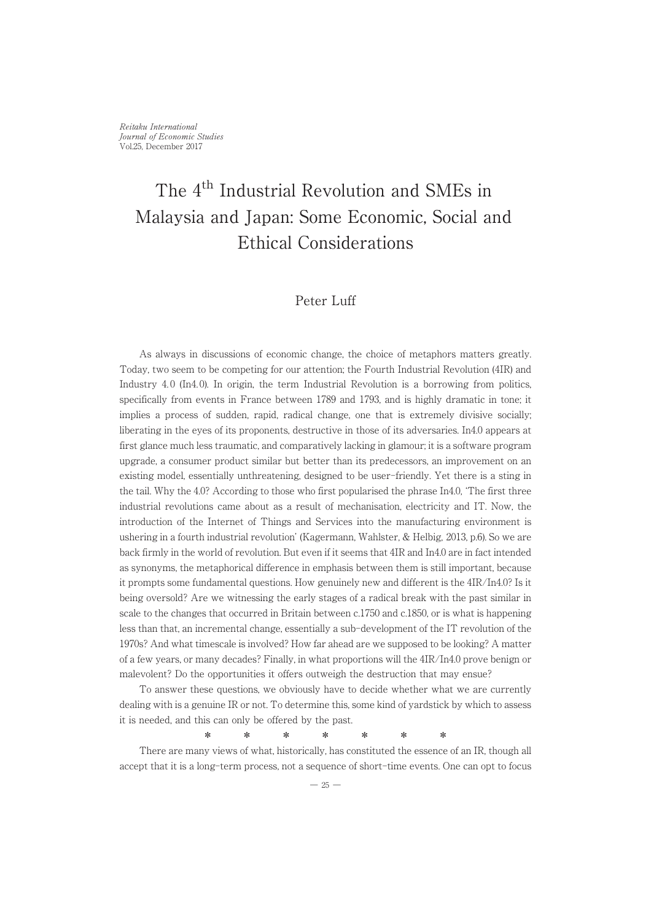*Reitaku International Journal of Economic Studies*
Vol.25, December 2017

# The 4th Industrial Revolution and SMEs in Malaysia and Japan: Some Economic, Social and Ethical Considerations

Peter Luff

As always in discussions of economic change, the choice of metaphors matters greatly. Today, two seem to be competing for our attention; the Fourth Industrial Revolution (4IR) and Industry 4.0 (In4.0). In origin, the term Industrial Revolution is a borrowing from politics, specifically from events in France between 1789 and 1793, and is highly dramatic in tone; it implies a process of sudden, rapid, radical change, one that is extremely divisive socially; liberating in the eyes of its proponents, destructive in those of its adversaries. In4.0 appears at first glance much less traumatic, and comparatively lacking in glamour; it is a software program upgrade, a consumer product similar but better than its predecessors, an improvement on an existing model, essentially unthreatening, designed to be user-friendly. Yet there is a sting in the tail. Why the 4.0? According to those who first popularised the phrase In4.0, 'The first three industrial revolutions came about as a result of mechanisation, electricity and IT. Now, the introduction of the Internet of Things and Services into the manufacturing environment is ushering in a fourth industrial revolution' (Kagermann, Wahlster, & Helbig, 2013, p.6). So we are back firmly in the world of revolution. But even if it seems that 4IR and In4.0 are in fact intended as synonyms, the metaphorical difference in emphasis between them is still important, because it prompts some fundamental questions. How genuinely new and different is the 4IR/In4.0? Is it being oversold? Are we witnessing the early stages of a radical break with the past similar in scale to the changes that occurred in Britain between c.1750 and c.1850, or is what is happening less than that, an incremental change, essentially a sub-development of the IT revolution of the 1970s? And what timescale is involved? How far ahead are we supposed to be looking? A matter of a few years, or many decades? Finally, in what proportions will the 4IR/In4.0 prove benign or malevolent? Do the opportunities it offers outweigh the destruction that may ensue?

To answer these questions, we obviously have to decide whether what we are currently dealing with is a genuine IR or not. To determine this, some kind of yardstick by which to assess it is needed, and this can only be offered by the past.

\* \* \* \* \* \* \*

There are many views of what, historically, has constituted the essence of an IR, though all accept that it is a long-term process, not a sequence of short-time events. One can opt to focus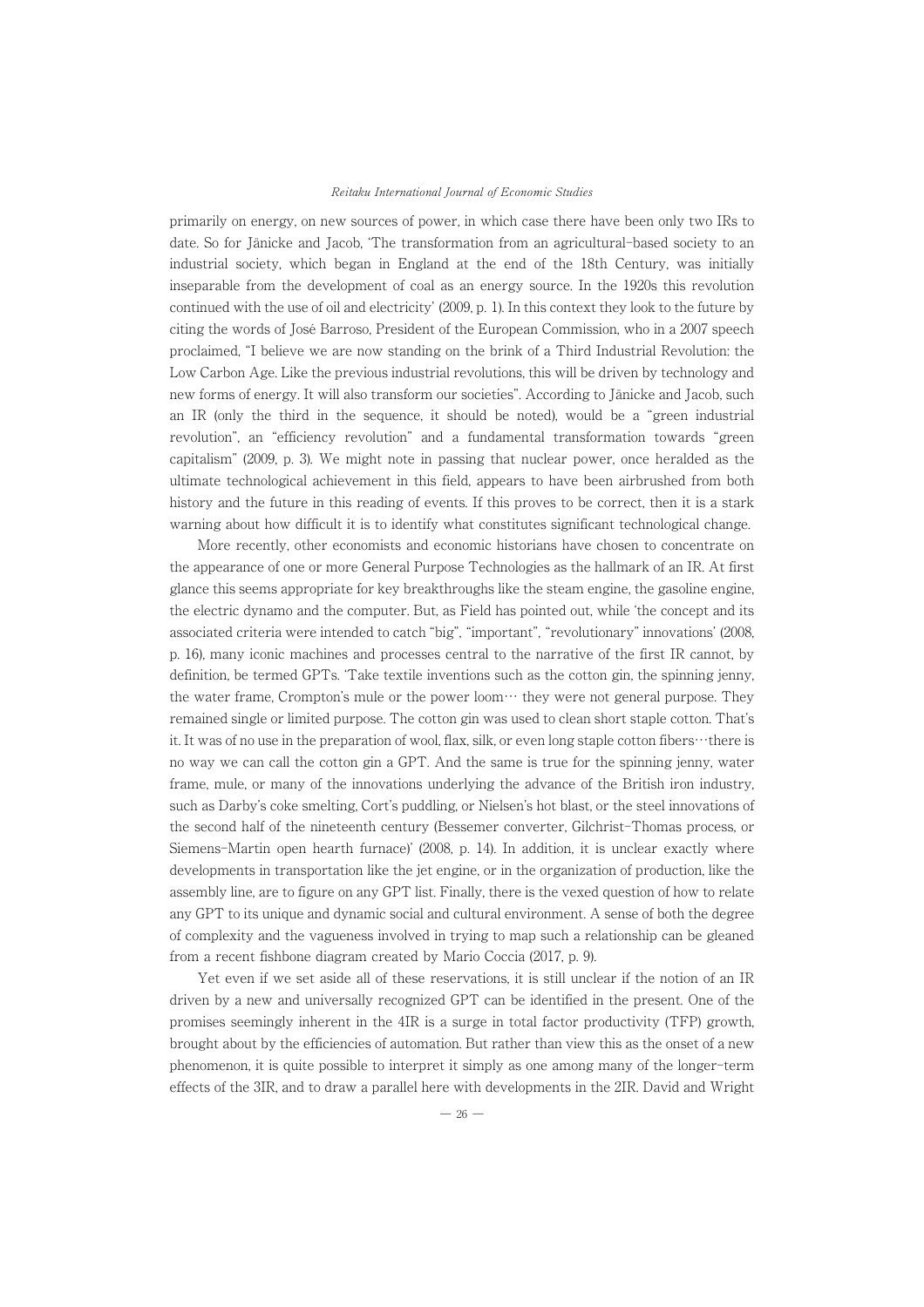primarily on energy, on new sources of power, in which case there have been only two IRs to date. So for Jänicke and Jacob, 'The transformation from an agricultural-based society to an industrial society, which began in England at the end of the 18th Century, was initially inseparable from the development of coal as an energy source. In the 1920s this revolution continued with the use of oil and electricity' (2009, p. 1). In this context they look to the future by citing the words of José Barroso, President of the European Commission, who in a 2007 speech proclaimed, "I believe we are now standing on the brink of a Third Industrial Revolution: the Low Carbon Age. Like the previous industrial revolutions, this will be driven by technology and new forms of energy. It will also transform our societies". According to Jänicke and Jacob, such an IR (only the third in the sequence, it should be noted), would be a "green industrial revolution", an "efficiency revolution" and a fundamental transformation towards "green capitalism" (2009, p. 3). We might note in passing that nuclear power, once heralded as the ultimate technological achievement in this field, appears to have been airbrushed from both history and the future in this reading of events. If this proves to be correct, then it is a stark warning about how difficult it is to identify what constitutes significant technological change.

More recently, other economists and economic historians have chosen to concentrate on the appearance of one or more General Purpose Technologies as the hallmark of an IR. At first glance this seems appropriate for key breakthroughs like the steam engine, the gasoline engine, the electric dynamo and the computer. But, as Field has pointed out, while 'the concept and its associated criteria were intended to catch "big", "important", "revolutionary" innovations' (2008, p. 16), many iconic machines and processes central to the narrative of the first IR cannot, by definition, be termed GPTs. 'Take textile inventions such as the cotton gin, the spinning jenny, the water frame, Crompton's mule or the power loom… they were not general purpose. They remained single or limited purpose. The cotton gin was used to clean short staple cotton. That's it. It was of no use in the preparation of wool, flax, silk, or even long staple cotton fibers…there is no way we can call the cotton gin a GPT. And the same is true for the spinning jenny, water frame, mule, or many of the innovations underlying the advance of the British iron industry, such as Darby's coke smelting, Cort's puddling, or Nielsen's hot blast, or the steel innovations of the second half of the nineteenth century (Bessemer converter, Gilchrist-Thomas process, or Siemens-Martin open hearth furnace)' (2008, p. 14). In addition, it is unclear exactly where developments in transportation like the jet engine, or in the organization of production, like the assembly line, are to figure on any GPT list. Finally, there is the vexed question of how to relate any GPT to its unique and dynamic social and cultural environment. A sense of both the degree of complexity and the vagueness involved in trying to map such a relationship can be gleaned from a recent fishbone diagram created by Mario Coccia (2017, p. 9).

Yet even if we set aside all of these reservations, it is still unclear if the notion of an IR driven by a new and universally recognized GPT can be identified in the present. One of the promises seemingly inherent in the 4IR is a surge in total factor productivity (TFP) growth, brought about by the efficiencies of automation. But rather than view this as the onset of a new phenomenon, it is quite possible to interpret it simply as one among many of the longer-term effects of the 3IR, and to draw a parallel here with developments in the 2IR. David and Wright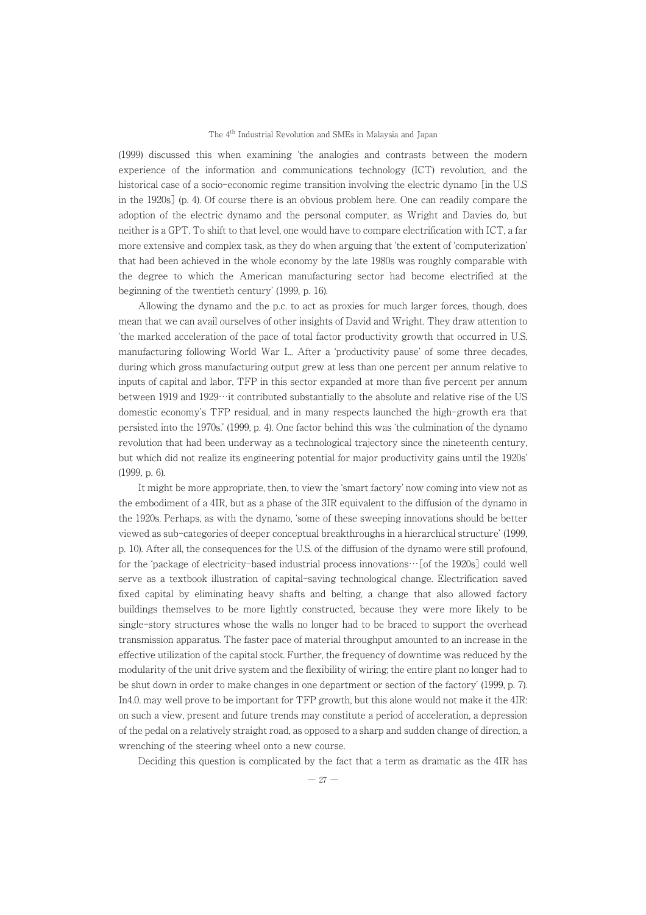(1999) discussed this when examining 'the analogies and contrasts between the modern experience of the information and communications technology (ICT) revolution, and the historical case of a socio-economic regime transition involving the electric dynamo [in the U.S in the 1920s] (p. 4). Of course there is an obvious problem here. One can readily compare the adoption of the electric dynamo and the personal computer, as Wright and Davies do, but neither is a GPT. To shift to that level, one would have to compare electrification with ICT, a far more extensive and complex task, as they do when arguing that 'the extent of 'computerization' that had been achieved in the whole economy by the late 1980s was roughly comparable with the degree to which the American manufacturing sector had become electrified at the beginning of the twentieth century' (1999, p. 16).

Allowing the dynamo and the p.c. to act as proxies for much larger forces, though, does mean that we can avail ourselves of other insights of David and Wright. They draw attention to 'the marked acceleration of the pace of total factor productivity growth that occurred in U.S. manufacturing following World War I... After a 'productivity pause' of some three decades, during which gross manufacturing output grew at less than one percent per annum relative to inputs of capital and labor, TFP in this sector expanded at more than five percent per annum between 1919 and 1929…it contributed substantially to the absolute and relative rise of the US domestic economy's TFP residual, and in many respects launched the high-growth era that persisted into the 1970s.' (1999, p. 4). One factor behind this was 'the culmination of the dynamo revolution that had been underway as a technological trajectory since the nineteenth century, but which did not realize its engineering potential for major productivity gains until the 1920s' (1999, p. 6).

It might be more appropriate, then, to view the 'smart factory' now coming into view not as the embodiment of a 4IR, but as a phase of the 3IR equivalent to the diffusion of the dynamo in the 1920s. Perhaps, as with the dynamo, 'some of these sweeping innovations should be better viewed as sub-categories of deeper conceptual breakthroughs in a hierarchical structure' (1999, p. 10). After all, the consequences for the U.S. of the diffusion of the dynamo were still profound, for the 'package of electricity-based industrial process innovations…[of the 1920s] could well serve as a textbook illustration of capital-saving technological change. Electrification saved fixed capital by eliminating heavy shafts and belting, a change that also allowed factory buildings themselves to be more lightly constructed, because they were more likely to be single-story structures whose the walls no longer had to be braced to support the overhead transmission apparatus. The faster pace of material throughput amounted to an increase in the effective utilization of the capital stock. Further, the frequency of downtime was reduced by the modularity of the unit drive system and the flexibility of wiring; the entire plant no longer had to be shut down in order to make changes in one department or section of the factory' (1999, p. 7). In4.0. may well prove to be important for TFP growth, but this alone would not make it the 4IR: on such a view, present and future trends may constitute a period of acceleration, a depression of the pedal on a relatively straight road, as opposed to a sharp and sudden change of direction, a wrenching of the steering wheel onto a new course.

Deciding this question is complicated by the fact that a term as dramatic as the 4IR has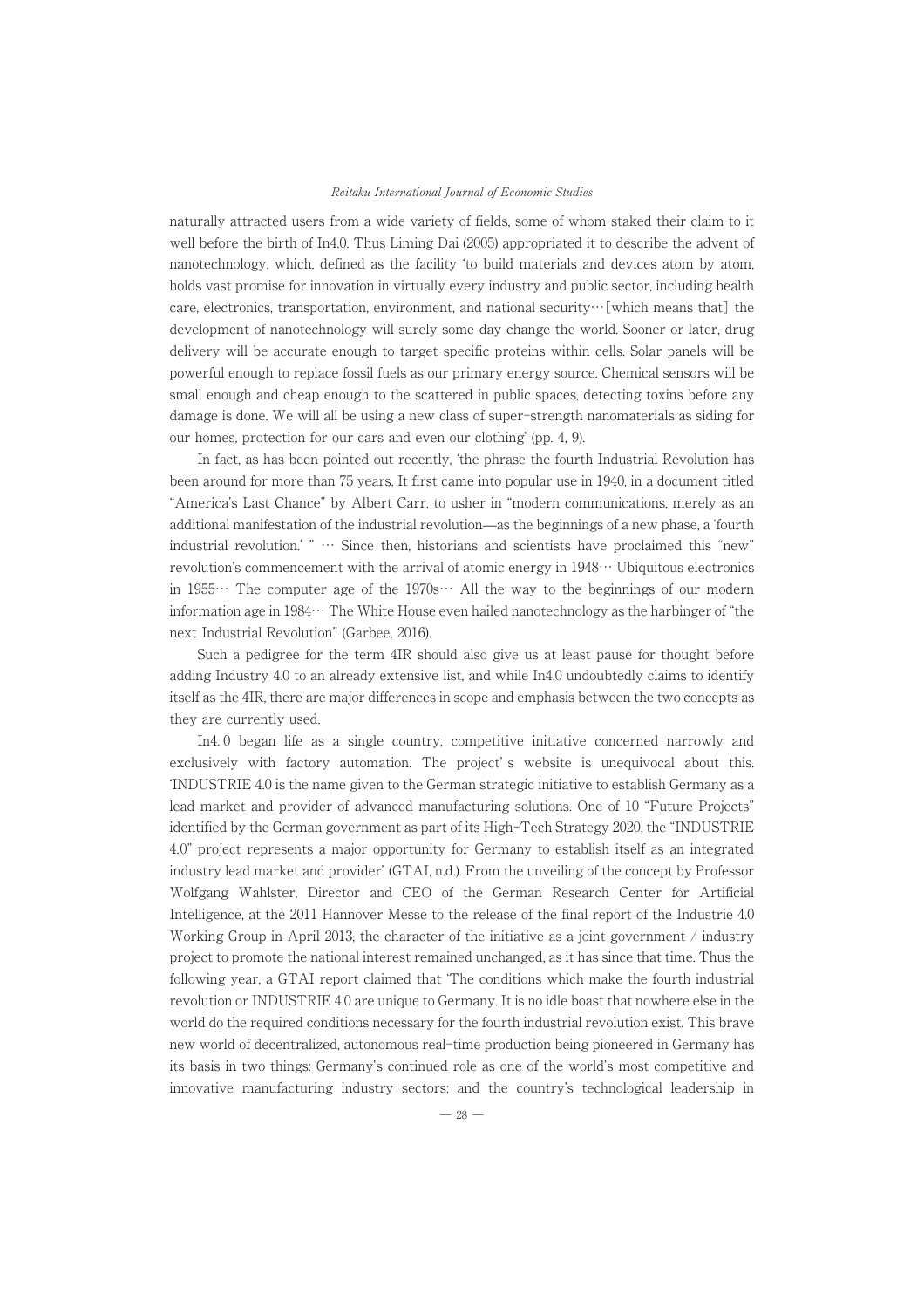naturally attracted users from a wide variety of fields, some of whom staked their claim to it well before the birth of In4.0. Thus Liming Dai (2005) appropriated it to describe the advent of nanotechnology, which, defined as the facility 'to build materials and devices atom by atom, holds vast promise for innovation in virtually every industry and public sector, including health care, electronics, transportation, environment, and national security… [which means that] the development of nanotechnology will surely some day change the world. Sooner or later, drug delivery will be accurate enough to target specific proteins within cells. Solar panels will be powerful enough to replace fossil fuels as our primary energy source. Chemical sensors will be small enough and cheap enough to the scattered in public spaces, detecting toxins before any damage is done. We will all be using a new class of super-strength nanomaterials as siding for our homes, protection for our cars and even our clothing' (pp. 4, 9).

In fact, as has been pointed out recently, 'the phrase the fourth Industrial Revolution has been around for more than 75 years. It first came into popular use in 1940, in a document titled "America's Last Chance" by Albert Carr, to usher in "modern communications, merely as an additional manifestation of the industrial revolution—as the beginnings of a new phase, a 'fourth industrial revolution.' " … Since then, historians and scientists have proclaimed this "new" revolution's commencement with the arrival of atomic energy in 1948… Ubiquitous electronics in 1955… The computer age of the 1970s… All the way to the beginnings of our modern information age in 1984… The White House even hailed nanotechnology as the harbinger of "the next Industrial Revolution" (Garbee, 2016).

Such a pedigree for the term 4IR should also give us at least pause for thought before adding Industry 4.0 to an already extensive list, and while In4.0 undoubtedly claims to identify itself as the 4IR, there are major differences in scope and emphasis between the two concepts as they are currently used.

In4.0 began life as a single country, competitive initiative concerned narrowly and exclusively with factory automation. The project's website is unequivocal about this. 'INDUSTRIE 4.0 is the name given to the German strategic initiative to establish Germany as a lead market and provider of advanced manufacturing solutions. One of 10 "Future Projects" identified by the German government as part of its High-Tech Strategy 2020, the "INDUSTRIE 4.0" project represents a major opportunity for Germany to establish itself as an integrated industry lead market and provider' (GTAI, n.d.). From the unveiling of the concept by Professor Wolfgang Wahlster, Director and CEO of the German Research Center for Artificial Intelligence, at the 2011 Hannover Messe to the release of the final report of the Industrie 4.0 Working Group in April 2013, the character of the initiative as a joint government / industry project to promote the national interest remained unchanged, as it has since that time. Thus the following year, a GTAI report claimed that 'The conditions which make the fourth industrial revolution or INDUSTRIE 4.0 are unique to Germany. It is no idle boast that nowhere else in the world do the required conditions necessary for the fourth industrial revolution exist. This brave new world of decentralized, autonomous real-time production being pioneered in Germany has its basis in two things: Germany's continued role as one of the world's most competitive and innovative manufacturing industry sectors; and the country's technological leadership in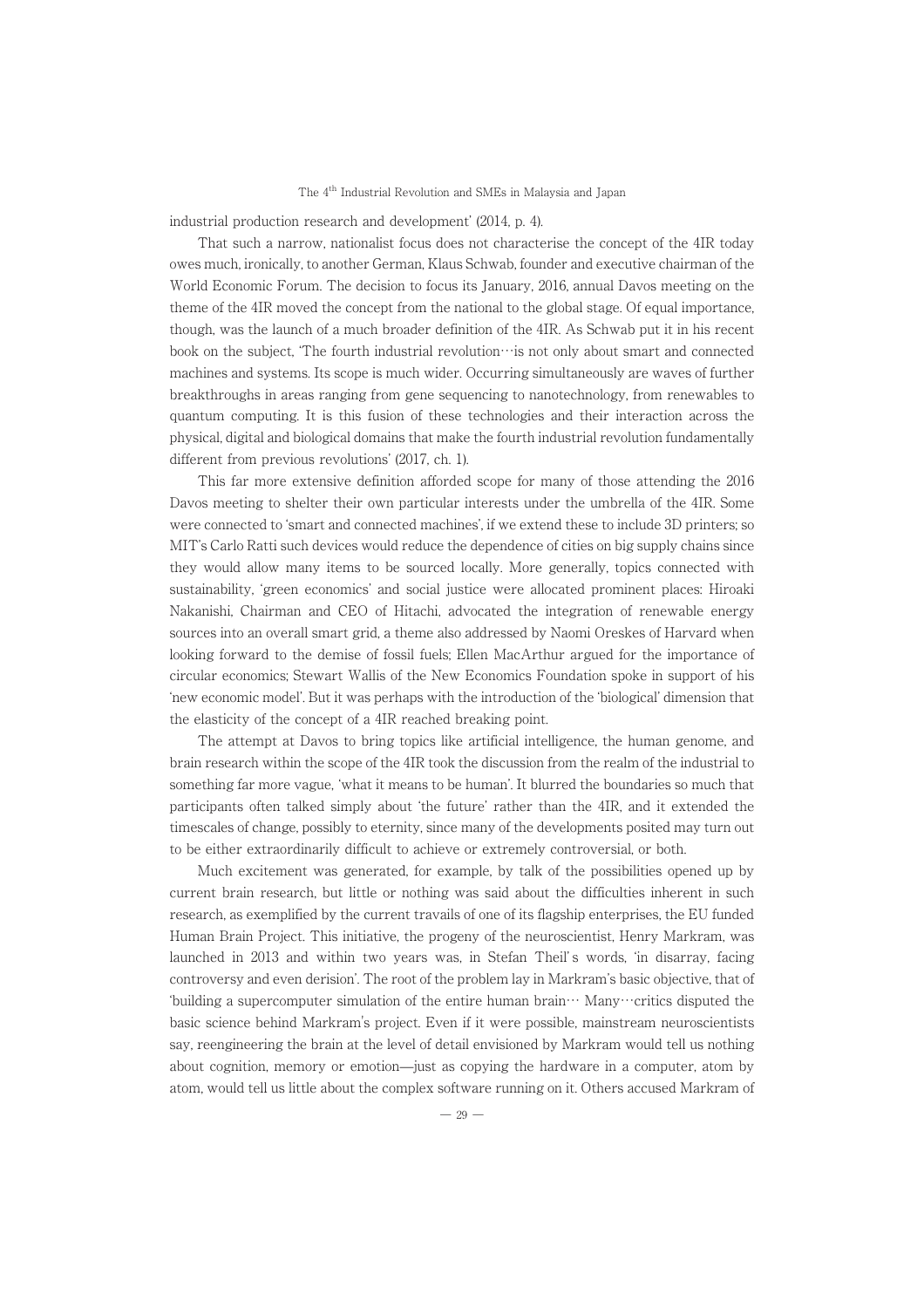industrial production research and development' (2014, p. 4).

That such a narrow, nationalist focus does not characterise the concept of the 4IR today owes much, ironically, to another German, Klaus Schwab, founder and executive chairman of the World Economic Forum. The decision to focus its January, 2016, annual Davos meeting on the theme of the 4IR moved the concept from the national to the global stage. Of equal importance, though, was the launch of a much broader definition of the 4IR. As Schwab put it in his recent book on the subject, 'The fourth industrial revolution…is not only about smart and connected machines and systems. Its scope is much wider. Occurring simultaneously are waves of further breakthroughs in areas ranging from gene sequencing to nanotechnology, from renewables to quantum computing. It is this fusion of these technologies and their interaction across the physical, digital and biological domains that make the fourth industrial revolution fundamentally different from previous revolutions' (2017, ch. 1).

This far more extensive definition afforded scope for many of those attending the 2016 Davos meeting to shelter their own particular interests under the umbrella of the 4IR. Some were connected to 'smart and connected machines', if we extend these to include 3D printers; so MIT's Carlo Ratti such devices would reduce the dependence of cities on big supply chains since they would allow many items to be sourced locally. More generally, topics connected with sustainability, 'green economics' and social justice were allocated prominent places: Hiroaki Nakanishi, Chairman and CEO of Hitachi, advocated the integration of renewable energy sources into an overall smart grid, a theme also addressed by Naomi Oreskes of Harvard when looking forward to the demise of fossil fuels; Ellen MacArthur argued for the importance of circular economics; Stewart Wallis of the New Economics Foundation spoke in support of his 'new economic model'. But it was perhaps with the introduction of the 'biological' dimension that the elasticity of the concept of a 4IR reached breaking point.

The attempt at Davos to bring topics like artificial intelligence, the human genome, and brain research within the scope of the 4IR took the discussion from the realm of the industrial to something far more vague, 'what it means to be human'. It blurred the boundaries so much that participants often talked simply about 'the future' rather than the 4IR, and it extended the timescales of change, possibly to eternity, since many of the developments posited may turn out to be either extraordinarily difficult to achieve or extremely controversial, or both.

Much excitement was generated, for example, by talk of the possibilities opened up by current brain research, but little or nothing was said about the difficulties inherent in such research, as exemplified by the current travails of one of its flagship enterprises, the EU funded Human Brain Project. This initiative, the progeny of the neuroscientist, Henry Markram, was launched in 2013 and within two years was, in Stefan Theil's words, 'in disarray, facing controversy and even derision'. The root of the problem lay in Markram's basic objective, that of 'building a supercomputer simulation of the entire human brain… Many…critics disputed the basic science behind Markram's project. Even if it were possible, mainstream neuroscientists say, reengineering the brain at the level of detail envisioned by Markram would tell us nothing about cognition, memory or emotion—just as copying the hardware in a computer, atom by atom, would tell us little about the complex software running on it. Others accused Markram of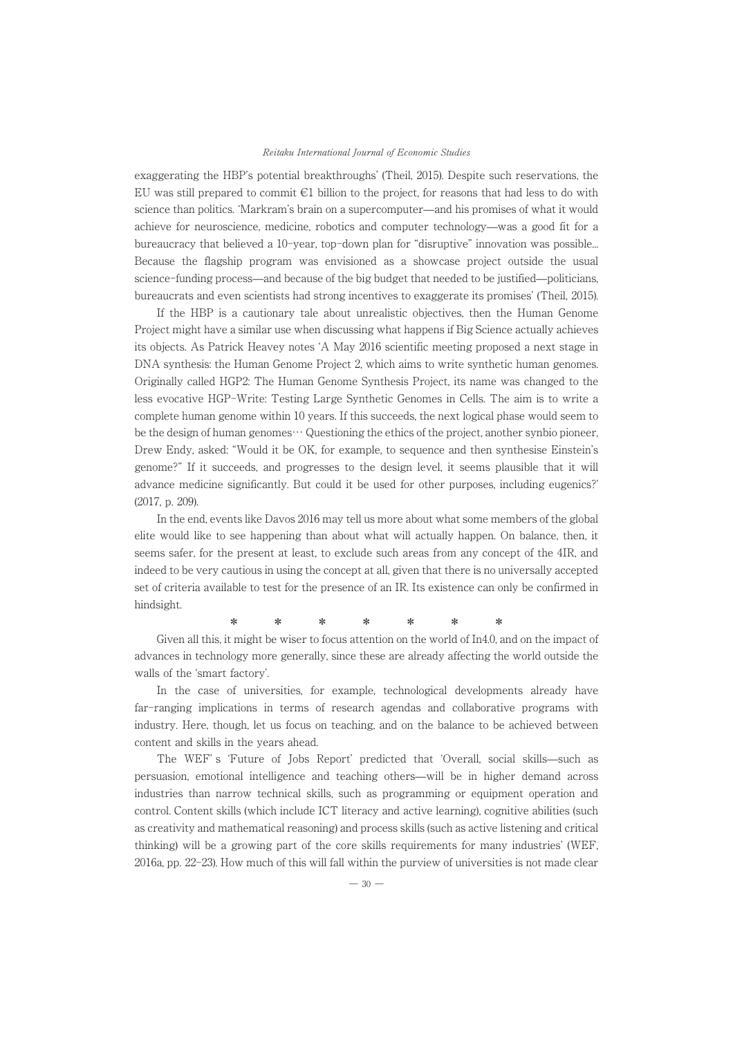exaggerating the HBP's potential breakthroughs' (Theil, 2015). Despite such reservations, the EU was still prepared to commit €1 billion to the project, for reasons that had less to do with science than politics. 'Markram's brain on a supercomputer—and his promises of what it would achieve for neuroscience, medicine, robotics and computer technology—was a good fit for a bureaucracy that believed a 10-year, top-down plan for "disruptive" innovation was possible... Because the flagship program was envisioned as a showcase project outside the usual science-funding process—and because of the big budget that needed to be justified—politicians, bureaucrats and even scientists had strong incentives to exaggerate its promises' (Theil, 2015).

If the HBP is a cautionary tale about unrealistic objectives, then the Human Genome Project might have a similar use when discussing what happens if Big Science actually achieves its objects. As Patrick Heavey notes 'A May 2016 scientific meeting proposed a next stage in DNA synthesis: the Human Genome Project 2, which aims to write synthetic human genomes. Originally called HGP2: The Human Genome Synthesis Project, its name was changed to the less evocative HGP-Write: Testing Large Synthetic Genomes in Cells. The aim is to write a complete human genome within 10 years. If this succeeds, the next logical phase would seem to be the design of human genomes… Questioning the ethics of the project, another synbio pioneer, Drew Endy, asked: "Would it be OK, for example, to sequence and then synthesise Einstein's genome?" If it succeeds, and progresses to the design level, it seems plausible that it will advance medicine significantly. But could it be used for other purposes, including eugenics?' (2017, p. 209).

In the end, events like Davos 2016 may tell us more about what some members of the global elite would like to see happening than about what will actually happen. On balance, then, it seems safer, for the present at least, to exclude such areas from any concept of the 4IR, and indeed to be very cautious in using the concept at all, given that there is no universally accepted set of criteria available to test for the presence of an IR. Its existence can only be confirmed in hindsight.

\* \* \* \* \* \* \*

Given all this, it might be wiser to focus attention on the world of In4.0, and on the impact of advances in technology more generally, since these are already affecting the world outside the walls of the 'smart factory'.

In the case of universities, for example, technological developments already have far-ranging implications in terms of research agendas and collaborative programs with industry. Here, though, let us focus on teaching, and on the balance to be achieved between content and skills in the years ahead.

The WEF's 'Future of Jobs Report' predicted that 'Overall, social skills—such as persuasion, emotional intelligence and teaching others—will be in higher demand across industries than narrow technical skills, such as programming or equipment operation and control. Content skills (which include ICT literacy and active learning), cognitive abilities (such as creativity and mathematical reasoning) and process skills (such as active listening and critical thinking) will be a growing part of the core skills requirements for many industries' (WEF, 2016a, pp. 22–23). How much of this will fall within the purview of universities is not made clear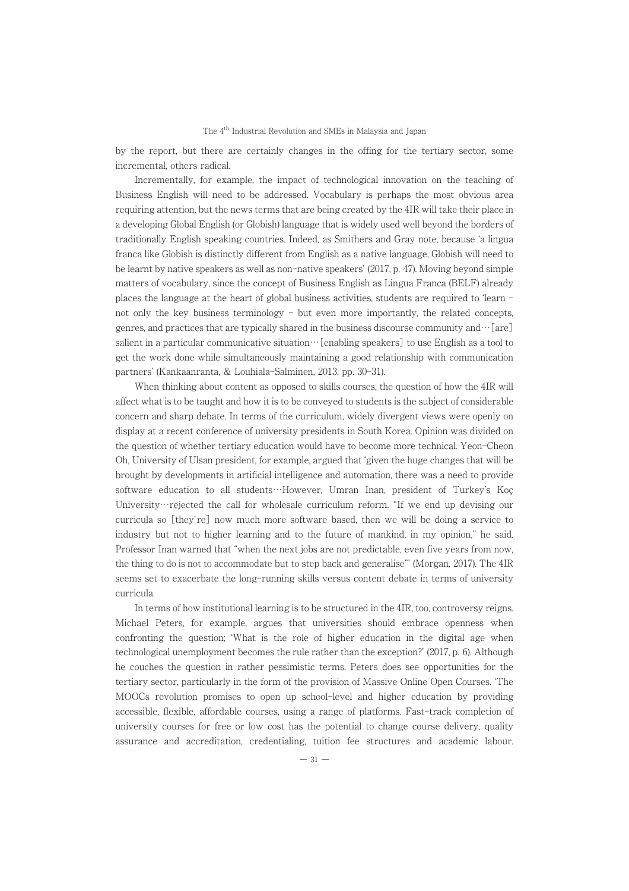by the report, but there are certainly changes in the offing for the tertiary sector, some incremental, others radical.

Incrementally, for example, the impact of technological innovation on the teaching of Business English will need to be addressed. Vocabulary is perhaps the most obvious area requiring attention, but the news terms that are being created by the 4IR will take their place in a developing Global English (or Globish) language that is widely used well beyond the borders of traditionally English speaking countries. Indeed, as Smithers and Gray note, because 'a lingua franca like Globish is distinctly different from English as a native language, Globish will need to be learnt by native speakers as well as non-native speakers' (2017, p. 47). Moving beyond simple matters of vocabulary, since the concept of Business English as Lingua Franca (BELF) already places the language at the heart of global business activities, students are required to 'learn – not only the key business terminology – but even more importantly, the related concepts, genres, and practices that are typically shared in the business discourse community and…[are] salient in a particular communicative situation…[enabling speakers] to use English as a tool to get the work done while simultaneously maintaining a good relationship with communication partners' (Kankaanranta, & Louhiala-Salminen, 2013, pp. 30-31).

When thinking about content as opposed to skills courses, the question of how the 4IR will affect what is to be taught and how it is to be conveyed to students is the subject of considerable concern and sharp debate. In terms of the curriculum, widely divergent views were openly on display at a recent conference of university presidents in South Korea. Opinion was divided on the question of whether tertiary education would have to become more technical. Yeon-Cheon Oh, University of Ulsan president, for example, argued that 'given the huge changes that will be brought by developments in artificial intelligence and automation, there was a need to provide software education to all students…However, Umran Inan, president of Turkey's Koç University…rejected the call for wholesale curriculum reform. "If we end up devising our curricula so [they're] now much more software based, then we will be doing a service to industry but not to higher learning and to the future of mankind, in my opinion," he said. Professor Inan warned that "when the next jobs are not predictable, even five years from now, the thing to do is not to accommodate but to step back and generalise"' (Morgan, 2017). The 4IR seems set to exacerbate the long-running skills versus content debate in terms of university curricula.

In terms of how institutional learning is to be structured in the 4IR, too, controversy reigns. Michael Peters, for example, argues that universities should embrace openness when confronting the question; 'What is the role of higher education in the digital age when technological unemployment becomes the rule rather than the exception?' (2017, p. 6). Although he couches the question in rather pessimistic terms, Peters does see opportunities for the tertiary sector, particularly in the form of the provision of Massive Online Open Courses. 'The MOOCs revolution promises to open up school-level and higher education by providing accessible, flexible, affordable courses, using a range of platforms. Fast-track completion of university courses for free or low cost has the potential to change course delivery, quality assurance and accreditation, credentialing, tuition fee structures and academic labour.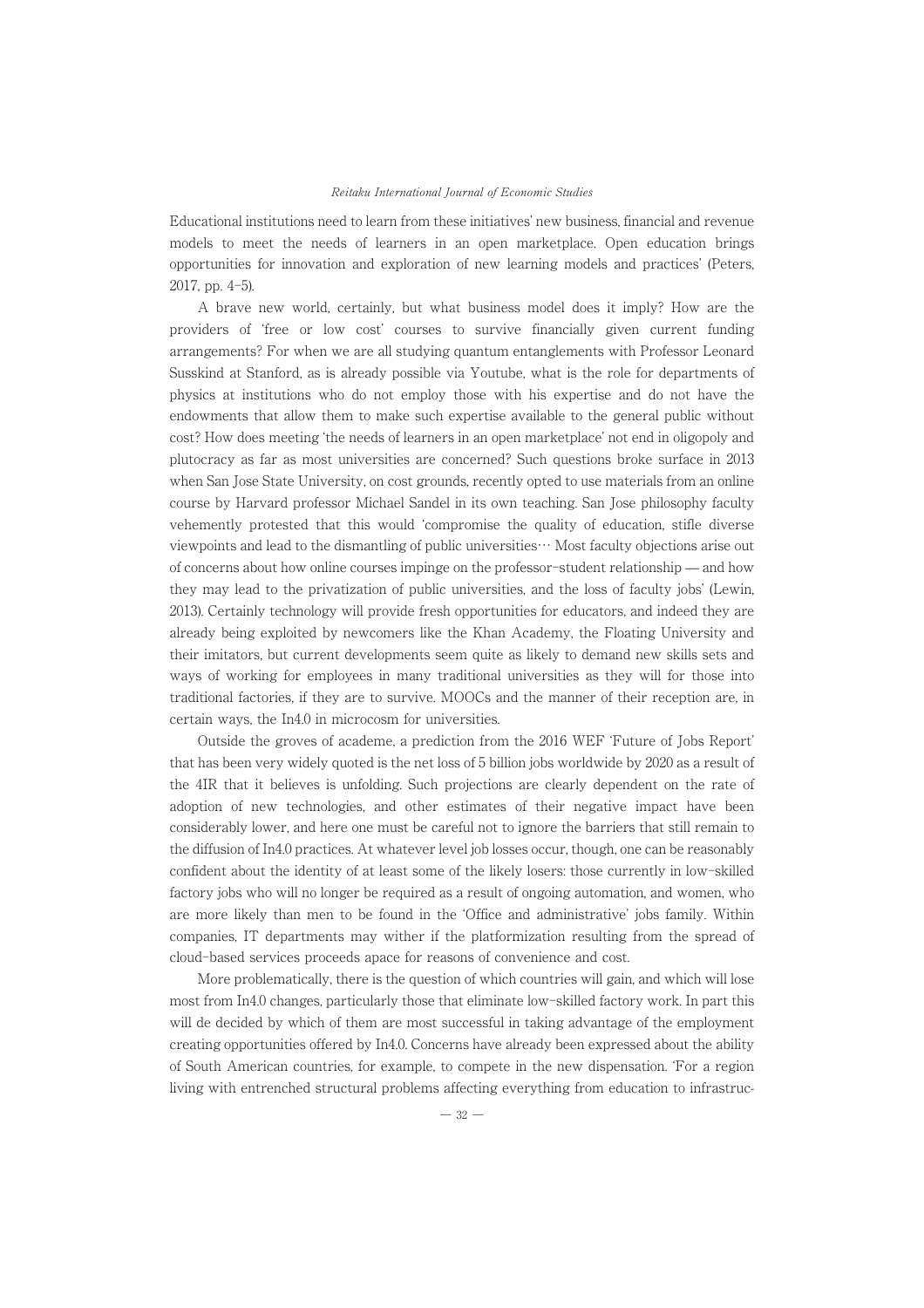Educational institutions need to learn from these initiatives' new business, financial and revenue models to meet the needs of learners in an open marketplace. Open education brings opportunities for innovation and exploration of new learning models and practices' (Peters, 2017, pp. 4–5).

A brave new world, certainly, but what business model does it imply? How are the providers of 'free or low cost' courses to survive financially given current funding arrangements? For when we are all studying quantum entanglements with Professor Leonard Susskind at Stanford, as is already possible via Youtube, what is the role for departments of physics at institutions who do not employ those with his expertise and do not have the endowments that allow them to make such expertise available to the general public without cost? How does meeting 'the needs of learners in an open marketplace' not end in oligopoly and plutocracy as far as most universities are concerned? Such questions broke surface in 2013 when San Jose State University, on cost grounds, recently opted to use materials from an online course by Harvard professor Michael Sandel in its own teaching. San Jose philosophy faculty vehemently protested that this would 'compromise the quality of education, stifle diverse viewpoints and lead to the dismantling of public universities… Most faculty objections arise out of concerns about how online courses impinge on the professor–student relationship — and how they may lead to the privatization of public universities, and the loss of faculty jobs' (Lewin, 2013). Certainly technology will provide fresh opportunities for educators, and indeed they are already being exploited by newcomers like the Khan Academy, the Floating University and their imitators, but current developments seem quite as likely to demand new skills sets and ways of working for employees in many traditional universities as they will for those into traditional factories, if they are to survive. MOOCs and the manner of their reception are, in certain ways, the In4.0 in microcosm for universities.

Outside the groves of academe, a prediction from the 2016 WEF 'Future of Jobs Report' that has been very widely quoted is the net loss of 5 billion jobs worldwide by 2020 as a result of the 4IR that it believes is unfolding. Such projections are clearly dependent on the rate of adoption of new technologies, and other estimates of their negative impact have been considerably lower, and here one must be careful not to ignore the barriers that still remain to the diffusion of In4.0 practices. At whatever level job losses occur, though, one can be reasonably confident about the identity of at least some of the likely losers: those currently in low-skilled factory jobs who will no longer be required as a result of ongoing automation, and women, who are more likely than men to be found in the 'Office and administrative' jobs family. Within companies, IT departments may wither if the platformization resulting from the spread of cloud-based services proceeds apace for reasons of convenience and cost.

More problematically, there is the question of which countries will gain, and which will lose most from In4.0 changes, particularly those that eliminate low-skilled factory work. In part this will de decided by which of them are most successful in taking advantage of the employment creating opportunities offered by In4.0. Concerns have already been expressed about the ability of South American countries, for example, to compete in the new dispensation. 'For a region living with entrenched structural problems affecting everything from education to infrastruc-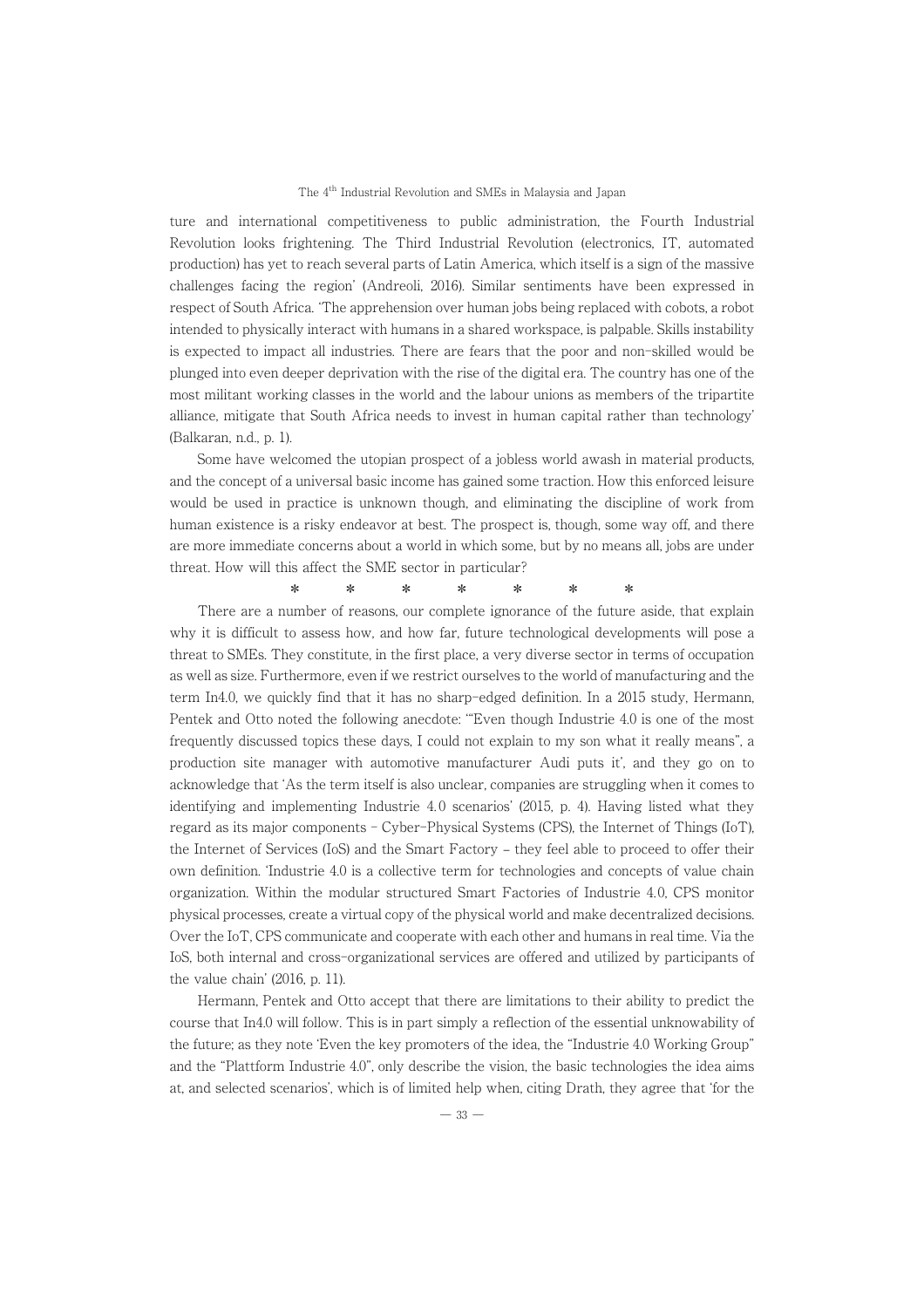ture and international competitiveness to public administration, the Fourth Industrial Revolution looks frightening. The Third Industrial Revolution (electronics, IT, automated production) has yet to reach several parts of Latin America, which itself is a sign of the massive challenges facing the region' (Andreoli, 2016). Similar sentiments have been expressed in respect of South Africa. 'The apprehension over human jobs being replaced with cobots, a robot intended to physically interact with humans in a shared workspace, is palpable. Skills instability is expected to impact all industries. There are fears that the poor and non-skilled would be plunged into even deeper deprivation with the rise of the digital era. The country has one of the most militant working classes in the world and the labour unions as members of the tripartite alliance, mitigate that South Africa needs to invest in human capital rather than technology' (Balkaran, n.d., p. 1).

Some have welcomed the utopian prospect of a jobless world awash in material products, and the concept of a universal basic income has gained some traction. How this enforced leisure would be used in practice is unknown though, and eliminating the discipline of work from human existence is a risky endeavor at best. The prospect is, though, some way off, and there are more immediate concerns about a world in which some, but by no means all, jobs are under threat. How will this affect the SME sector in particular?

\* \* \* \* \* \* \*

There are a number of reasons, our complete ignorance of the future aside, that explain why it is difficult to assess how, and how far, future technological developments will pose a threat to SMEs. They constitute, in the first place, a very diverse sector in terms of occupation as well as size. Furthermore, even if we restrict ourselves to the world of manufacturing and the term In4.0, we quickly find that it has no sharp-edged definition. In a 2015 study, Hermann, Pentek and Otto noted the following anecdote: '"Even though Industrie 4.0 is one of the most frequently discussed topics these days, I could not explain to my son what it really means", a production site manager with automotive manufacturer Audi puts it', and they go on to acknowledge that 'As the term itself is also unclear, companies are struggling when it comes to identifying and implementing Industrie 4.0 scenarios' (2015, p. 4). Having listed what they regard as its major components – Cyber-Physical Systems (CPS), the Internet of Things (IoT), the Internet of Services (IoS) and the Smart Factory – they feel able to proceed to offer their own definition. 'Industrie 4.0 is a collective term for technologies and concepts of value chain organization. Within the modular structured Smart Factories of Industrie 4.0, CPS monitor physical processes, create a virtual copy of the physical world and make decentralized decisions. Over the IoT, CPS communicate and cooperate with each other and humans in real time. Via the IoS, both internal and cross-organizational services are offered and utilized by participants of the value chain' (2016, p. 11).

Hermann, Pentek and Otto accept that there are limitations to their ability to predict the course that In4.0 will follow. This is in part simply a reflection of the essential unknowability of the future; as they note 'Even the key promoters of the idea, the "Industrie 4.0 Working Group" and the "Plattform Industrie 4.0", only describe the vision, the basic technologies the idea aims at, and selected scenarios', which is of limited help when, citing Drath, they agree that 'for the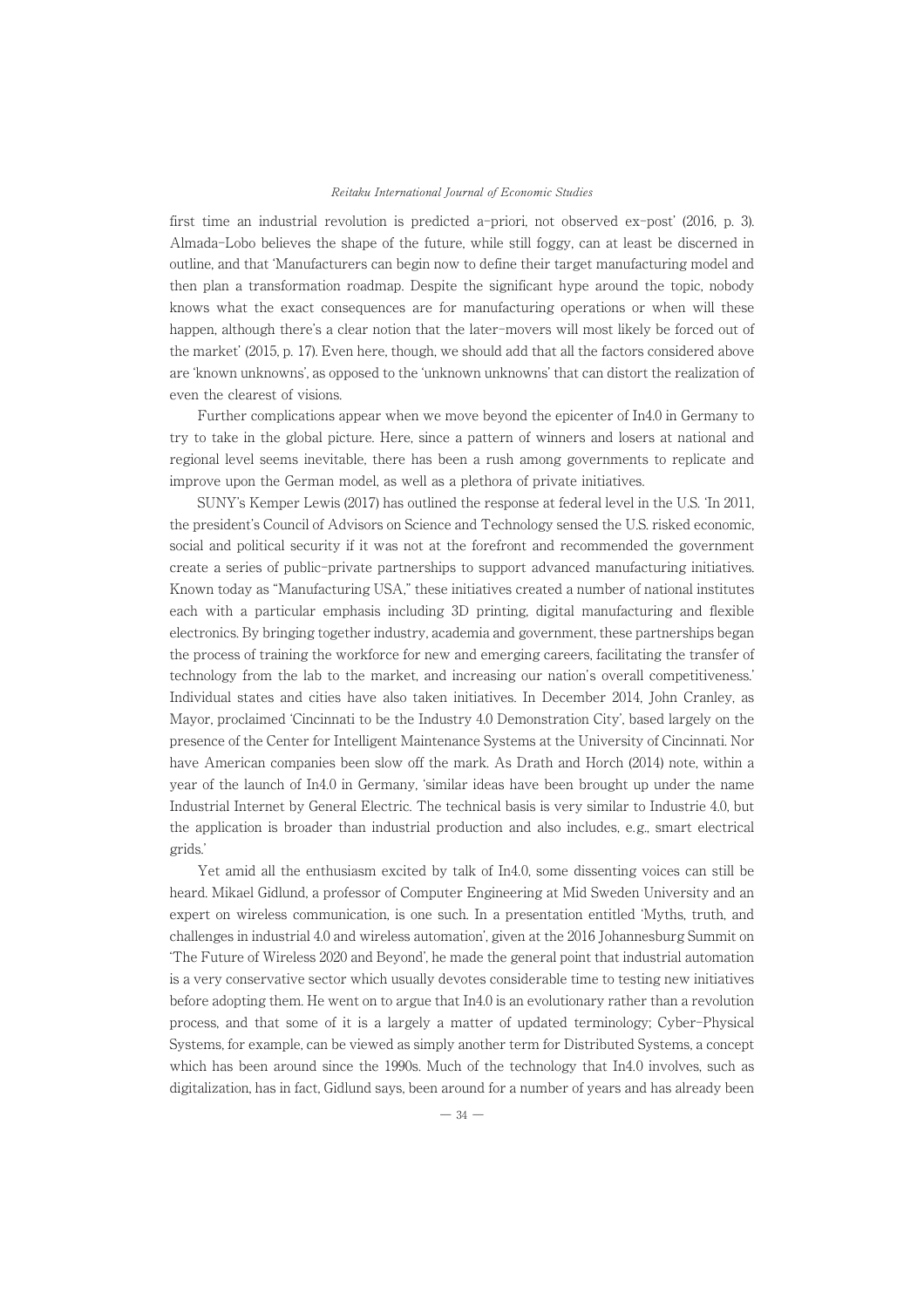first time an industrial revolution is predicted a-priori, not observed ex-post' (2016, p. 3). Almada-Lobo believes the shape of the future, while still foggy, can at least be discerned in outline, and that 'Manufacturers can begin now to define their target manufacturing model and then plan a transformation roadmap. Despite the significant hype around the topic, nobody knows what the exact consequences are for manufacturing operations or when will these happen, although there's a clear notion that the later-movers will most likely be forced out of the market' (2015, p. 17). Even here, though, we should add that all the factors considered above are 'known unknowns', as opposed to the 'unknown unknowns' that can distort the realization of even the clearest of visions.

Further complications appear when we move beyond the epicenter of In4.0 in Germany to try to take in the global picture. Here, since a pattern of winners and losers at national and regional level seems inevitable, there has been a rush among governments to replicate and improve upon the German model, as well as a plethora of private initiatives.

SUNY's Kemper Lewis (2017) has outlined the response at federal level in the U.S. 'In 2011, the president's Council of Advisors on Science and Technology sensed the U.S. risked economic, social and political security if it was not at the forefront and recommended the government create a series of public-private partnerships to support advanced manufacturing initiatives. Known today as "Manufacturing USA," these initiatives created a number of national institutes each with a particular emphasis including 3D printing, digital manufacturing and flexible electronics. By bringing together industry, academia and government, these partnerships began the process of training the workforce for new and emerging careers, facilitating the transfer of technology from the lab to the market, and increasing our nation's overall competitiveness.' Individual states and cities have also taken initiatives. In December 2014, John Cranley, as Mayor, proclaimed 'Cincinnati to be the Industry 4.0 Demonstration City', based largely on the presence of the Center for Intelligent Maintenance Systems at the University of Cincinnati. Nor have American companies been slow off the mark. As Drath and Horch (2014) note, within a year of the launch of In4.0 in Germany, 'similar ideas have been brought up under the name Industrial Internet by General Electric. The technical basis is very similar to Industrie 4.0, but the application is broader than industrial production and also includes, e.g., smart electrical grids.'

Yet amid all the enthusiasm excited by talk of In4.0, some dissenting voices can still be heard. Mikael Gidlund, a professor of Computer Engineering at Mid Sweden University and an expert on wireless communication, is one such. In a presentation entitled 'Myths, truth, and challenges in industrial 4.0 and wireless automation', given at the 2016 Johannesburg Summit on 'The Future of Wireless 2020 and Beyond', he made the general point that industrial automation is a very conservative sector which usually devotes considerable time to testing new initiatives before adopting them. He went on to argue that In4.0 is an evolutionary rather than a revolution process, and that some of it is a largely a matter of updated terminology; Cyber-Physical Systems, for example, can be viewed as simply another term for Distributed Systems, a concept which has been around since the 1990s. Much of the technology that In4.0 involves, such as digitalization, has in fact, Gidlund says, been around for a number of years and has already been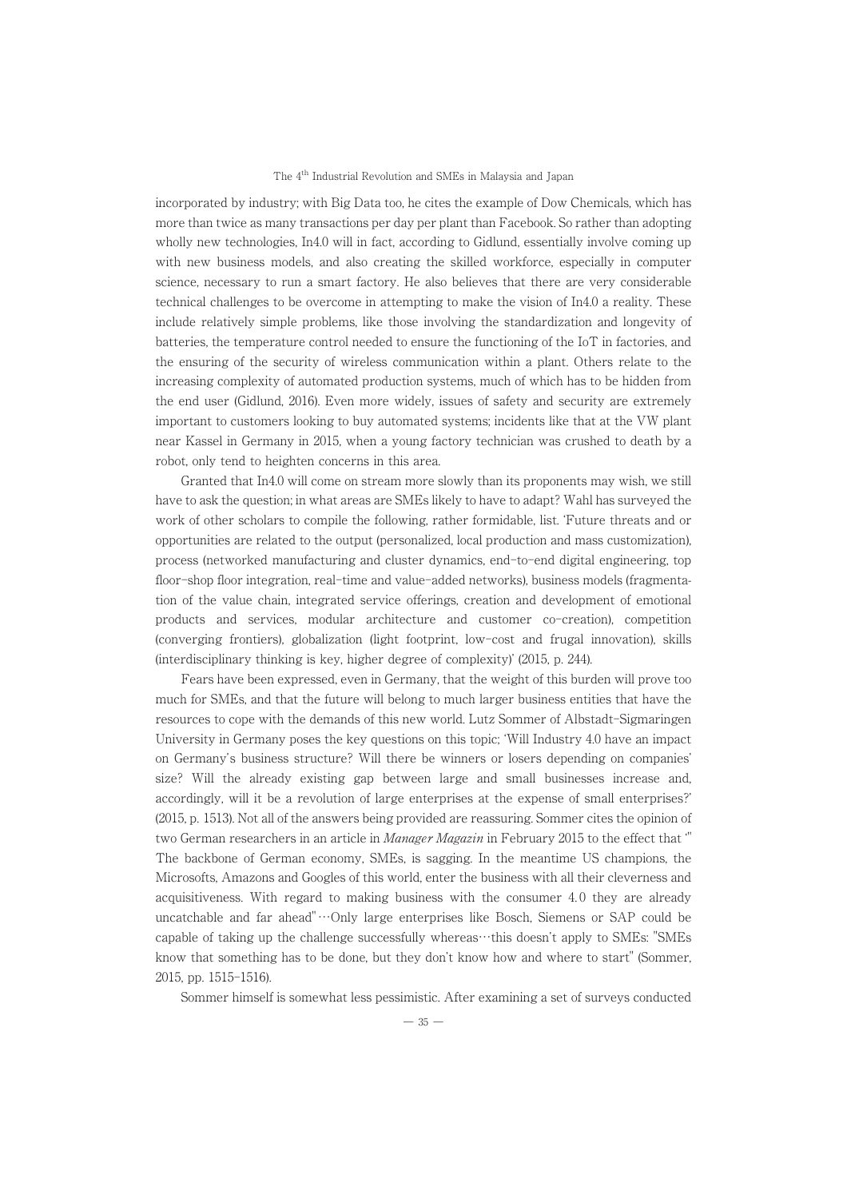incorporated by industry; with Big Data too, he cites the example of Dow Chemicals, which has more than twice as many transactions per day per plant than Facebook. So rather than adopting wholly new technologies, In4.0 will in fact, according to Gidlund, essentially involve coming up with new business models, and also creating the skilled workforce, especially in computer science, necessary to run a smart factory. He also believes that there are very considerable technical challenges to be overcome in attempting to make the vision of In4.0 a reality. These include relatively simple problems, like those involving the standardization and longevity of batteries, the temperature control needed to ensure the functioning of the IoT in factories, and the ensuring of the security of wireless communication within a plant. Others relate to the increasing complexity of automated production systems, much of which has to be hidden from the end user (Gidlund, 2016). Even more widely, issues of safety and security are extremely important to customers looking to buy automated systems; incidents like that at the VW plant near Kassel in Germany in 2015, when a young factory technician was crushed to death by a robot, only tend to heighten concerns in this area.

Granted that In4.0 will come on stream more slowly than its proponents may wish, we still have to ask the question; in what areas are SMEs likely to have to adapt? Wahl has surveyed the work of other scholars to compile the following, rather formidable, list. 'Future threats and or opportunities are related to the output (personalized, local production and mass customization), process (networked manufacturing and cluster dynamics, end-to-end digital engineering, top floor-shop floor integration, real-time and value-added networks), business models (fragmentation of the value chain, integrated service offerings, creation and development of emotional products and services, modular architecture and customer co-creation), competition (converging frontiers), globalization (light footprint, low-cost and frugal innovation), skills (interdisciplinary thinking is key, higher degree of complexity)' (2015, p. 244).

Fears have been expressed, even in Germany, that the weight of this burden will prove too much for SMEs, and that the future will belong to much larger business entities that have the resources to cope with the demands of this new world. Lutz Sommer of Albstadt-Sigmaringen University in Germany poses the key questions on this topic; 'Will Industry 4.0 have an impact on Germany's business structure? Will there be winners or losers depending on companies' size? Will the already existing gap between large and small businesses increase and, accordingly, will it be a revolution of large enterprises at the expense of small enterprises?' (2015, p. 1513). Not all of the answers being provided are reassuring. Sommer cites the opinion of two German researchers in an article in *Manager Magazin* in February 2015 to the effect that '" The backbone of German economy, SMEs, is sagging. In the meantime US champions, the Microsofts, Amazons and Googles of this world, enter the business with all their cleverness and acquisitiveness. With regard to making business with the consumer 4.0 they are already uncatchable and far ahead"…Only large enterprises like Bosch, Siemens or SAP could be capable of taking up the challenge successfully whereas…this doesn't apply to SMEs: "SMEs know that something has to be done, but they don't know how and where to start" (Sommer, 2015, pp. 1515–1516).

Sommer himself is somewhat less pessimistic. After examining a set of surveys conducted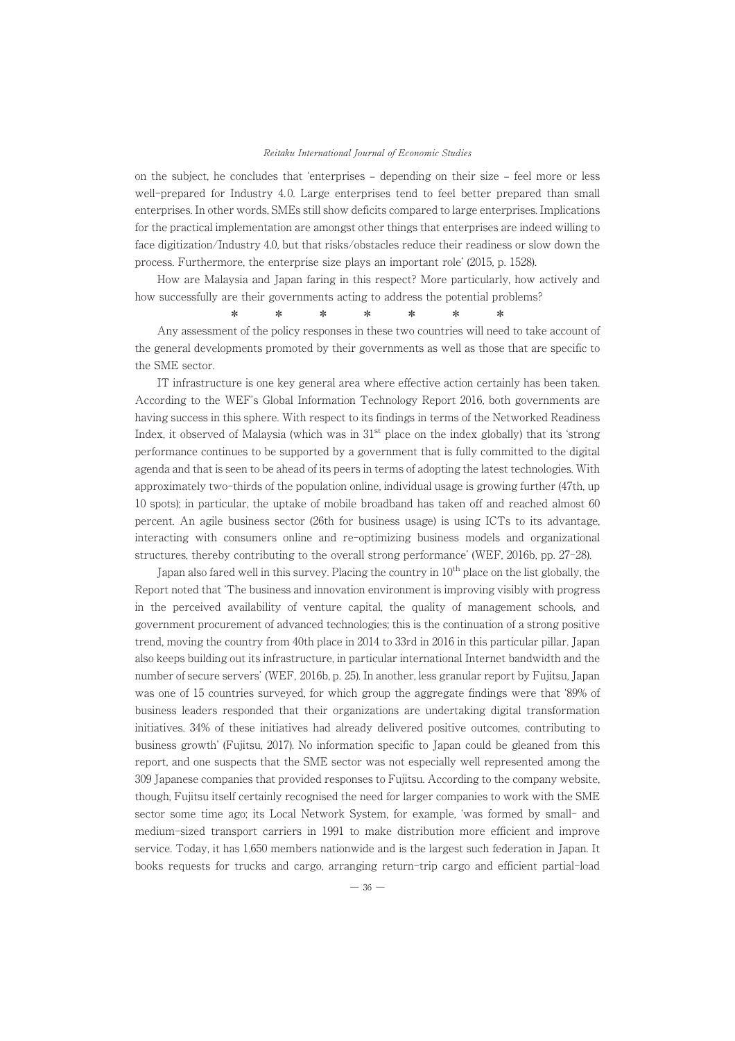on the subject, he concludes that 'enterprises – depending on their size – feel more or less well-prepared for Industry 4.0. Large enterprises tend to feel better prepared than small enterprises. In other words, SMEs still show deficits compared to large enterprises. Implications for the practical implementation are amongst other things that enterprises are indeed willing to face digitization/Industry 4.0, but that risks/obstacles reduce their readiness or slow down the process. Furthermore, the enterprise size plays an important role' (2015, p. 1528).

How are Malaysia and Japan faring in this respect? More particularly, how actively and how successfully are their governments acting to address the potential problems?

\* \* \* \* \* \* \*

Any assessment of the policy responses in these two countries will need to take account of the general developments promoted by their governments as well as those that are specific to the SME sector.

IT infrastructure is one key general area where effective action certainly has been taken. According to the WEF's Global Information Technology Report 2016, both governments are having success in this sphere. With respect to its findings in terms of the Networked Readiness Index, it observed of Malaysia (which was in 31st place on the index globally) that its 'strong performance continues to be supported by a government that is fully committed to the digital agenda and that is seen to be ahead of its peers in terms of adopting the latest technologies. With approximately two-thirds of the population online, individual usage is growing further (47th, up 10 spots); in particular, the uptake of mobile broadband has taken off and reached almost 60 percent. An agile business sector (26th for business usage) is using ICTs to its advantage, interacting with consumers online and re-optimizing business models and organizational structures, thereby contributing to the overall strong performance' (WEF, 2016b, pp. 27–28).

Japan also fared well in this survey. Placing the country in 10th place on the list globally, the Report noted that 'The business and innovation environment is improving visibly with progress in the perceived availability of venture capital, the quality of management schools, and government procurement of advanced technologies; this is the continuation of a strong positive trend, moving the country from 40th place in 2014 to 33rd in 2016 in this particular pillar. Japan also keeps building out its infrastructure, in particular international Internet bandwidth and the number of secure servers' (WEF, 2016b, p. 25). In another, less granular report by Fujitsu, Japan was one of 15 countries surveyed, for which group the aggregate findings were that '89% of business leaders responded that their organizations are undertaking digital transformation initiatives. 34% of these initiatives had already delivered positive outcomes, contributing to business growth' (Fujitsu, 2017). No information specific to Japan could be gleaned from this report, and one suspects that the SME sector was not especially well represented among the 309 Japanese companies that provided responses to Fujitsu. According to the company website, though, Fujitsu itself certainly recognised the need for larger companies to work with the SME sector some time ago; its Local Network System, for example, 'was formed by small- and medium-sized transport carriers in 1991 to make distribution more efficient and improve service. Today, it has 1,650 members nationwide and is the largest such federation in Japan. It books requests for trucks and cargo, arranging return-trip cargo and efficient partial-load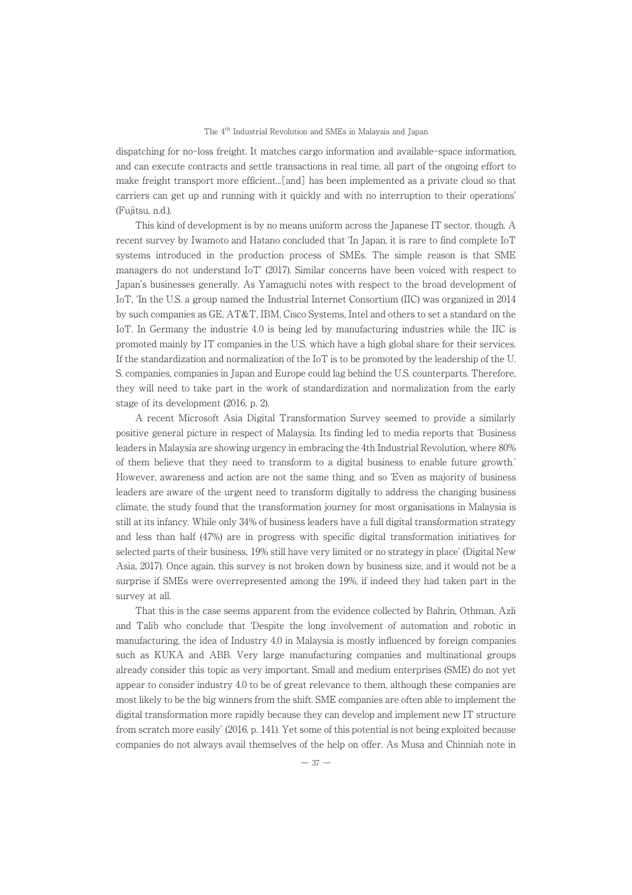dispatching for no-loss freight. It matches cargo information and available-space information, and can execute contracts and settle transactions in real time, all part of the ongoing effort to make freight transport more efficient…[and] has been implemented as a private cloud so that carriers can get up and running with it quickly and with no interruption to their operations' (Fujitsu, n.d.).

This kind of development is by no means uniform across the Japanese IT sector, though. A recent survey by Iwamoto and Hatano concluded that 'In Japan, it is rare to find complete IoT systems introduced in the production process of SMEs. The simple reason is that SME managers do not understand IoT' (2017). Similar concerns have been voiced with respect to Japan's businesses generally. As Yamaguchi notes with respect to the broad development of IoT, 'In the U.S. a group named the Industrial Internet Consortium (IIC) was organized in 2014 by such companies as GE, AT&T, IBM, Cisco Systems, Intel and others to set a standard on the IoT. In Germany the industrie 4.0 is being led by manufacturing industries while the IIC is promoted mainly by IT companies in the U.S. which have a high global share for their services. If the standardization and normalization of the IoT is to be promoted by the leadership of the U. S. companies, companies in Japan and Europe could lag behind the U.S. counterparts. Therefore, they will need to take part in the work of standardization and normalization from the early stage of its development (2016, p. 2).

A recent Microsoft Asia Digital Transformation Survey seemed to provide a similarly positive general picture in respect of Malaysia. Its finding led to media reports that 'Business leaders in Malaysia are showing urgency in embracing the 4th Industrial Revolution, where 80% of them believe that they need to transform to a digital business to enable future growth.' However, awareness and action are not the same thing, and so 'Even as majority of business leaders are aware of the urgent need to transform digitally to address the changing business climate, the study found that the transformation journey for most organisations in Malaysia is still at its infancy. While only 34% of business leaders have a full digital transformation strategy and less than half (47%) are in progress with specific digital transformation initiatives for selected parts of their business, 19% still have very limited or no strategy in place' (Digital New Asia, 2017). Once again, this survey is not broken down by business size, and it would not be a surprise if SMEs were overrepresented among the 19%, if indeed they had taken part in the survey at all.

That this is the case seems apparent from the evidence collected by Bahrin, Othman, Azli and Talib who conclude that 'Despite the long involvement of automation and robotic in manufacturing, the idea of Industry 4.0 in Malaysia is mostly influenced by foreign companies such as KUKA and ABB. Very large manufacturing companies and multinational groups already consider this topic as very important. Small and medium enterprises (SME) do not yet appear to consider industry 4.0 to be of great relevance to them, although these companies are most likely to be the big winners from the shift. SME companies are often able to implement the digital transformation more rapidly because they can develop and implement new IT structure from scratch more easily' (2016, p. 141). Yet some of this potential is not being exploited because companies do not always avail themselves of the help on offer. As Musa and Chinniah note in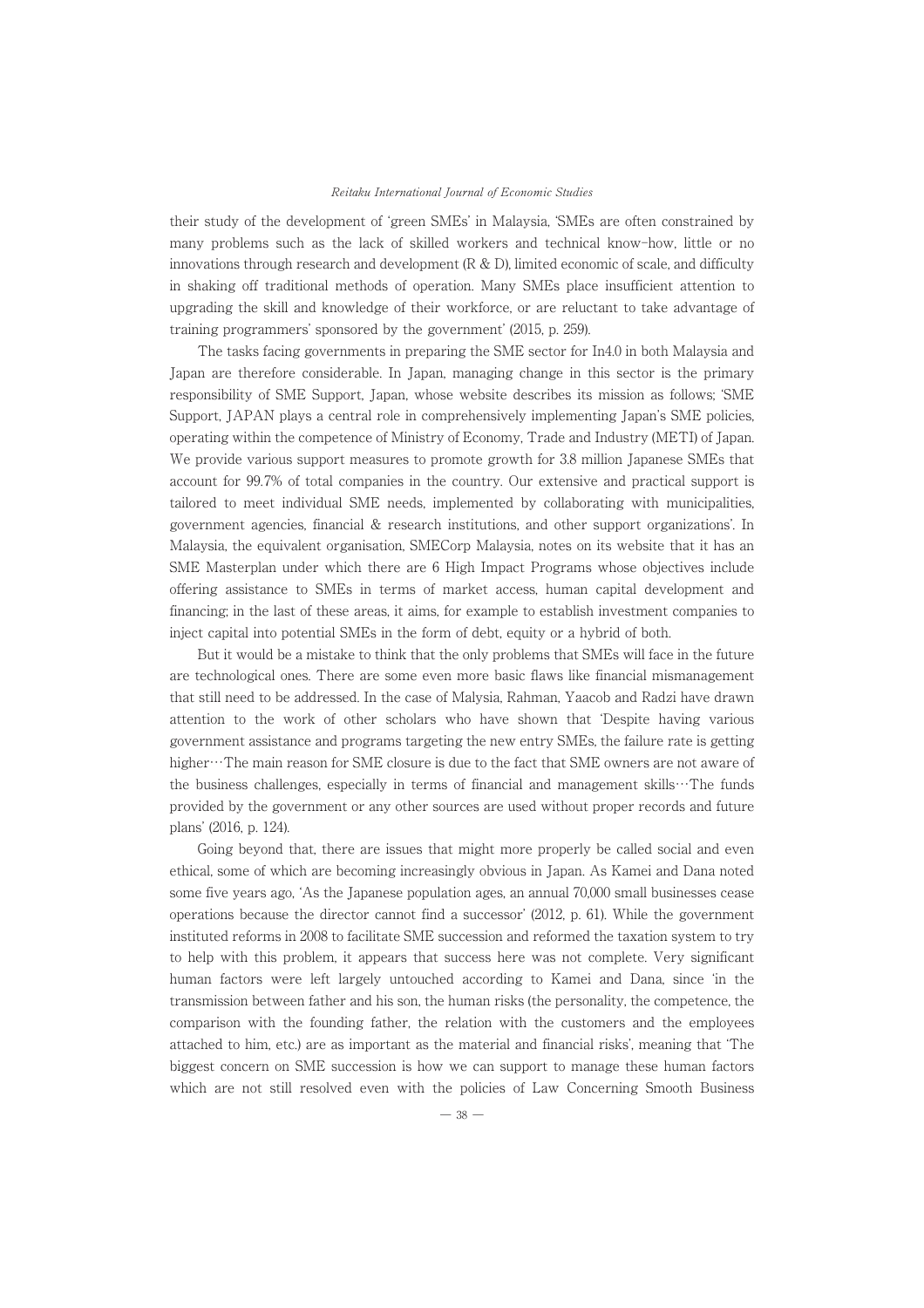their study of the development of 'green SMEs' in Malaysia, 'SMEs are often constrained by many problems such as the lack of skilled workers and technical know-how, little or no innovations through research and development (R & D), limited economic of scale, and difficulty in shaking off traditional methods of operation. Many SMEs place insufficient attention to upgrading the skill and knowledge of their workforce, or are reluctant to take advantage of training programmers' sponsored by the government' (2015, p. 259).

The tasks facing governments in preparing the SME sector for In4.0 in both Malaysia and Japan are therefore considerable. In Japan, managing change in this sector is the primary responsibility of SME Support, Japan, whose website describes its mission as follows; 'SME Support, JAPAN plays a central role in comprehensively implementing Japan's SME policies, operating within the competence of Ministry of Economy, Trade and Industry (METI) of Japan. We provide various support measures to promote growth for 3.8 million Japanese SMEs that account for 99.7% of total companies in the country. Our extensive and practical support is tailored to meet individual SME needs, implemented by collaborating with municipalities, government agencies, financial & research institutions, and other support organizations'. In Malaysia, the equivalent organisation, SMECorp Malaysia, notes on its website that it has an SME Masterplan under which there are 6 High Impact Programs whose objectives include offering assistance to SMEs in terms of market access, human capital development and financing; in the last of these areas, it aims, for example to establish investment companies to inject capital into potential SMEs in the form of debt, equity or a hybrid of both.

But it would be a mistake to think that the only problems that SMEs will face in the future are technological ones. There are some even more basic flaws like financial mismanagement that still need to be addressed. In the case of Malysia, Rahman, Yaacob and Radzi have drawn attention to the work of other scholars who have shown that 'Despite having various government assistance and programs targeting the new entry SMEs, the failure rate is getting higher…The main reason for SME closure is due to the fact that SME owners are not aware of the business challenges, especially in terms of financial and management skills…The funds provided by the government or any other sources are used without proper records and future plans' (2016, p. 124).

Going beyond that, there are issues that might more properly be called social and even ethical, some of which are becoming increasingly obvious in Japan. As Kamei and Dana noted some five years ago, 'As the Japanese population ages, an annual 70,000 small businesses cease operations because the director cannot find a successor' (2012, p. 61). While the government instituted reforms in 2008 to facilitate SME succession and reformed the taxation system to try to help with this problem, it appears that success here was not complete. Very significant human factors were left largely untouched according to Kamei and Dana, since 'in the transmission between father and his son, the human risks (the personality, the competence, the comparison with the founding father, the relation with the customers and the employees attached to him, etc.) are as important as the material and financial risks', meaning that 'The biggest concern on SME succession is how we can support to manage these human factors which are not still resolved even with the policies of Law Concerning Smooth Business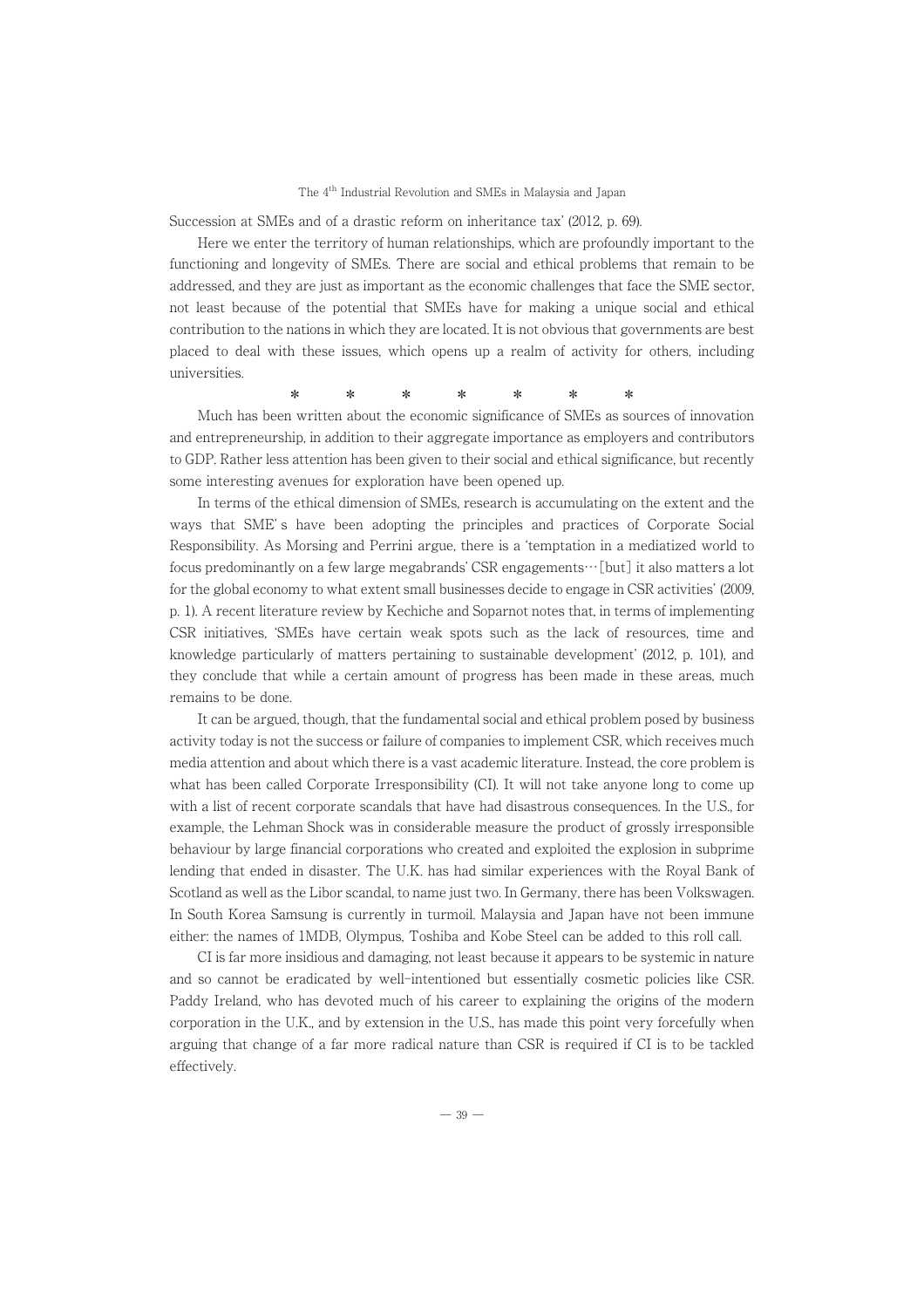Succession at SMEs and of a drastic reform on inheritance tax' (2012, p. 69).

Here we enter the territory of human relationships, which are profoundly important to the functioning and longevity of SMEs. There are social and ethical problems that remain to be addressed, and they are just as important as the economic challenges that face the SME sector, not least because of the potential that SMEs have for making a unique social and ethical contribution to the nations in which they are located. It is not obvious that governments are best placed to deal with these issues, which opens up a realm of activity for others, including universities.

\* \* \* \* \* \* \*

Much has been written about the economic significance of SMEs as sources of innovation and entrepreneurship, in addition to their aggregate importance as employers and contributors to GDP. Rather less attention has been given to their social and ethical significance, but recently some interesting avenues for exploration have been opened up.

In terms of the ethical dimension of SMEs, research is accumulating on the extent and the ways that SME's have been adopting the principles and practices of Corporate Social Responsibility. As Morsing and Perrini argue, there is a 'temptation in a mediatized world to focus predominantly on a few large megabrands' CSR engagements…[but] it also matters a lot for the global economy to what extent small businesses decide to engage in CSR activities' (2009, p. 1). A recent literature review by Kechiche and Soparnot notes that, in terms of implementing CSR initiatives, 'SMEs have certain weak spots such as the lack of resources, time and knowledge particularly of matters pertaining to sustainable development' (2012, p. 101), and they conclude that while a certain amount of progress has been made in these areas, much remains to be done.

It can be argued, though, that the fundamental social and ethical problem posed by business activity today is not the success or failure of companies to implement CSR, which receives much media attention and about which there is a vast academic literature. Instead, the core problem is what has been called Corporate Irresponsibility (CI). It will not take anyone long to come up with a list of recent corporate scandals that have had disastrous consequences. In the U.S., for example, the Lehman Shock was in considerable measure the product of grossly irresponsible behaviour by large financial corporations who created and exploited the explosion in subprime lending that ended in disaster. The U.K. has had similar experiences with the Royal Bank of Scotland as well as the Libor scandal, to name just two. In Germany, there has been Volkswagen. In South Korea Samsung is currently in turmoil. Malaysia and Japan have not been immune either: the names of 1MDB, Olympus, Toshiba and Kobe Steel can be added to this roll call.

CI is far more insidious and damaging, not least because it appears to be systemic in nature and so cannot be eradicated by well-intentioned but essentially cosmetic policies like CSR. Paddy Ireland, who has devoted much of his career to explaining the origins of the modern corporation in the U.K., and by extension in the U.S., has made this point very forcefully when arguing that change of a far more radical nature than CSR is required if CI is to be tackled effectively.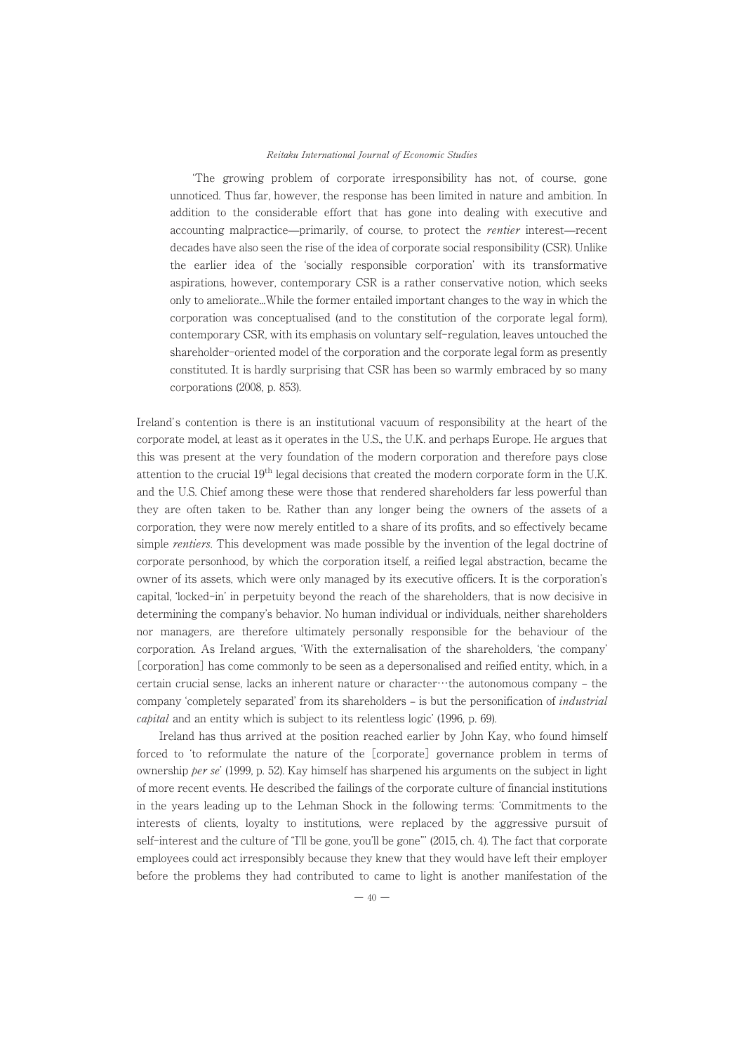> 'The growing problem of corporate irresponsibility has not, of course, gone unnoticed. Thus far, however, the response has been limited in nature and ambition. In addition to the considerable effort that has gone into dealing with executive and accounting malpractice—primarily, of course, to protect the *rentier* interest—recent decades have also seen the rise of the idea of corporate social responsibility (CSR). Unlike the earlier idea of the 'socially responsible corporation' with its transformative aspirations, however, contemporary CSR is a rather conservative notion, which seeks only to ameliorate...While the former entailed important changes to the way in which the corporation was conceptualised (and to the constitution of the corporate legal form), contemporary CSR, with its emphasis on voluntary self-regulation, leaves untouched the shareholder-oriented model of the corporation and the corporate legal form as presently constituted. It is hardly surprising that CSR has been so warmly embraced by so many corporations (2008, p. 853).

Ireland's contention is there is an institutional vacuum of responsibility at the heart of the corporate model, at least as it operates in the U.S., the U.K. and perhaps Europe. He argues that this was present at the very foundation of the modern corporation and therefore pays close attention to the crucial 19th legal decisions that created the modern corporate form in the U.K. and the U.S. Chief among these were those that rendered shareholders far less powerful than they are often taken to be. Rather than any longer being the owners of the assets of a corporation, they were now merely entitled to a share of its profits, and so effectively became simple *rentiers*. This development was made possible by the invention of the legal doctrine of corporate personhood, by which the corporation itself, a reified legal abstraction, became the owner of its assets, which were only managed by its executive officers. It is the corporation's capital, 'locked-in' in perpetuity beyond the reach of the shareholders, that is now decisive in determining the company's behavior. No human individual or individuals, neither shareholders nor managers, are therefore ultimately personally responsible for the behaviour of the corporation. As Ireland argues, 'With the externalisation of the shareholders, 'the company' [corporation] has come commonly to be seen as a depersonalised and reified entity, which, in a certain crucial sense, lacks an inherent nature or character…the autonomous company – the company 'completely separated' from its shareholders – is but the personification of *industrial capital* and an entity which is subject to its relentless logic' (1996, p. 69).

Ireland has thus arrived at the position reached earlier by John Kay, who found himself forced to 'to reformulate the nature of the [corporate] governance problem in terms of ownership *per se*' (1999, p. 52). Kay himself has sharpened his arguments on the subject in light of more recent events. He described the failings of the corporate culture of financial institutions in the years leading up to the Lehman Shock in the following terms: 'Commitments to the interests of clients, loyalty to institutions, were replaced by the aggressive pursuit of self-interest and the culture of "I'll be gone, you'll be gone"' (2015, ch. 4). The fact that corporate employees could act irresponsibly because they knew that they would have left their employer before the problems they had contributed to came to light is another manifestation of the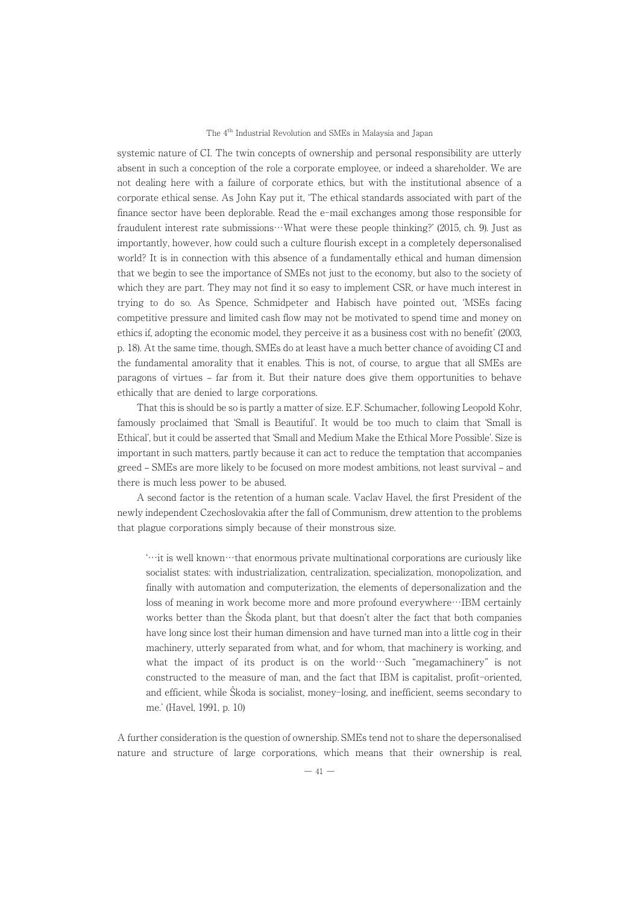systemic nature of CI. The twin concepts of ownership and personal responsibility are utterly absent in such a conception of the role a corporate employee, or indeed a shareholder. We are not dealing here with a failure of corporate ethics, but with the institutional absence of a corporate ethical sense. As John Kay put it, 'The ethical standards associated with part of the finance sector have been deplorable. Read the e-mail exchanges among those responsible for fraudulent interest rate submissions…What were these people thinking?' (2015, ch. 9). Just as importantly, however, how could such a culture flourish except in a completely depersonalised world? It is in connection with this absence of a fundamentally ethical and human dimension that we begin to see the importance of SMEs not just to the economy, but also to the society of which they are part. They may not find it so easy to implement CSR, or have much interest in trying to do so. As Spence, Schmidpeter and Habisch have pointed out, 'MSEs facing competitive pressure and limited cash flow may not be motivated to spend time and money on ethics if, adopting the economic model, they perceive it as a business cost with no benefit' (2003, p. 18). At the same time, though, SMEs do at least have a much better chance of avoiding CI and the fundamental amorality that it enables. This is not, of course, to argue that all SMEs are paragons of virtues – far from it. But their nature does give them opportunities to behave ethically that are denied to large corporations.

That this is should be so is partly a matter of size. E.F. Schumacher, following Leopold Kohr, famously proclaimed that 'Small is Beautiful'. It would be too much to claim that 'Small is Ethical', but it could be asserted that 'Small and Medium Make the Ethical More Possible'. Size is important in such matters, partly because it can act to reduce the temptation that accompanies greed – SMEs are more likely to be focused on more modest ambitions, not least survival – and there is much less power to be abused.

A second factor is the retention of a human scale. Vaclav Havel, the first President of the newly independent Czechoslovakia after the fall of Communism, drew attention to the problems that plague corporations simply because of their monstrous size.

> '…it is well known…that enormous private multinational corporations are curiously like socialist states: with industrialization, centralization, specialization, monopolization, and finally with automation and computerization, the elements of depersonalization and the loss of meaning in work become more and more profound everywhere…IBM certainly works better than the Ŝkoda plant, but that doesn't alter the fact that both companies have long since lost their human dimension and have turned man into a little cog in their machinery, utterly separated from what, and for whom, that machinery is working, and what the impact of its product is on the world…Such "megamachinery" is not constructed to the measure of man, and the fact that IBM is capitalist, profit-oriented, and efficient, while Ŝkoda is socialist, money-losing, and inefficient, seems secondary to me.' (Havel, 1991, p. 10)

A further consideration is the question of ownership. SMEs tend not to share the depersonalised nature and structure of large corporations, which means that their ownership is real,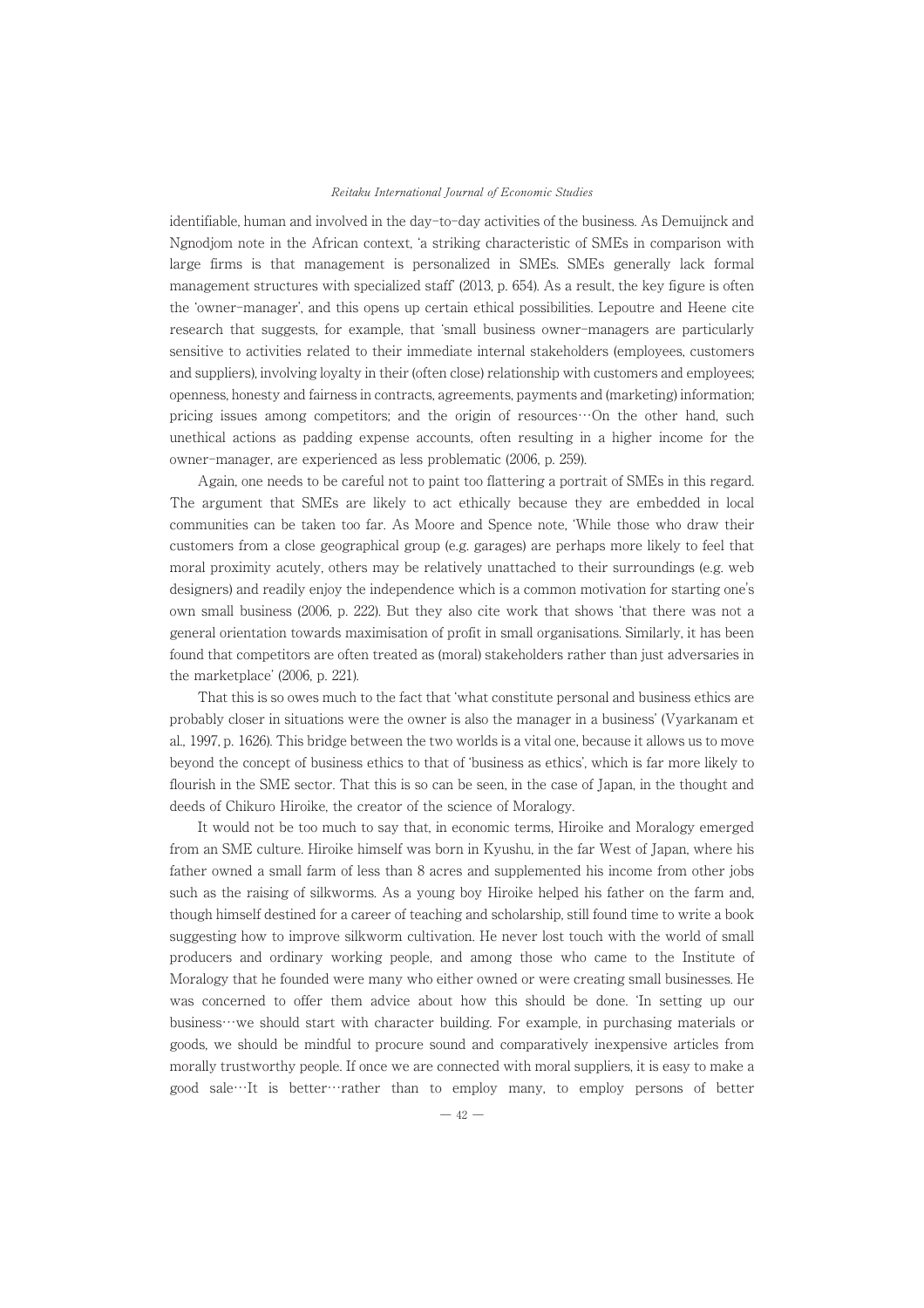identifiable, human and involved in the day-to-day activities of the business. As Demuijnck and Ngnodjom note in the African context, 'a striking characteristic of SMEs in comparison with large firms is that management is personalized in SMEs. SMEs generally lack formal management structures with specialized staff' (2013, p. 654). As a result, the key figure is often the 'owner-manager', and this opens up certain ethical possibilities. Lepoutre and Heene cite research that suggests, for example, that 'small business owner-managers are particularly sensitive to activities related to their immediate internal stakeholders (employees, customers and suppliers), involving loyalty in their (often close) relationship with customers and employees; openness, honesty and fairness in contracts, agreements, payments and (marketing) information; pricing issues among competitors; and the origin of resources…On the other hand, such unethical actions as padding expense accounts, often resulting in a higher income for the owner-manager, are experienced as less problematic (2006, p. 259).

Again, one needs to be careful not to paint too flattering a portrait of SMEs in this regard. The argument that SMEs are likely to act ethically because they are embedded in local communities can be taken too far. As Moore and Spence note, 'While those who draw their customers from a close geographical group (e.g. garages) are perhaps more likely to feel that moral proximity acutely, others may be relatively unattached to their surroundings (e.g. web designers) and readily enjoy the independence which is a common motivation for starting one's own small business (2006, p. 222). But they also cite work that shows 'that there was not a general orientation towards maximisation of profit in small organisations. Similarly, it has been found that competitors are often treated as (moral) stakeholders rather than just adversaries in the marketplace' (2006, p. 221).

That this is so owes much to the fact that 'what constitute personal and business ethics are probably closer in situations were the owner is also the manager in a business' (Vyarkanam et al., 1997, p. 1626). This bridge between the two worlds is a vital one, because it allows us to move beyond the concept of business ethics to that of 'business as ethics', which is far more likely to flourish in the SME sector. That this is so can be seen, in the case of Japan, in the thought and deeds of Chikuro Hiroike, the creator of the science of Moralogy.

It would not be too much to say that, in economic terms, Hiroike and Moralogy emerged from an SME culture. Hiroike himself was born in Kyushu, in the far West of Japan, where his father owned a small farm of less than 8 acres and supplemented his income from other jobs such as the raising of silkworms. As a young boy Hiroike helped his father on the farm and, though himself destined for a career of teaching and scholarship, still found time to write a book suggesting how to improve silkworm cultivation. He never lost touch with the world of small producers and ordinary working people, and among those who came to the Institute of Moralogy that he founded were many who either owned or were creating small businesses. He was concerned to offer them advice about how this should be done. 'In setting up our business…we should start with character building. For example, in purchasing materials or goods, we should be mindful to procure sound and comparatively inexpensive articles from morally trustworthy people. If once we are connected with moral suppliers, it is easy to make a good sale…It is better…rather than to employ many, to employ persons of better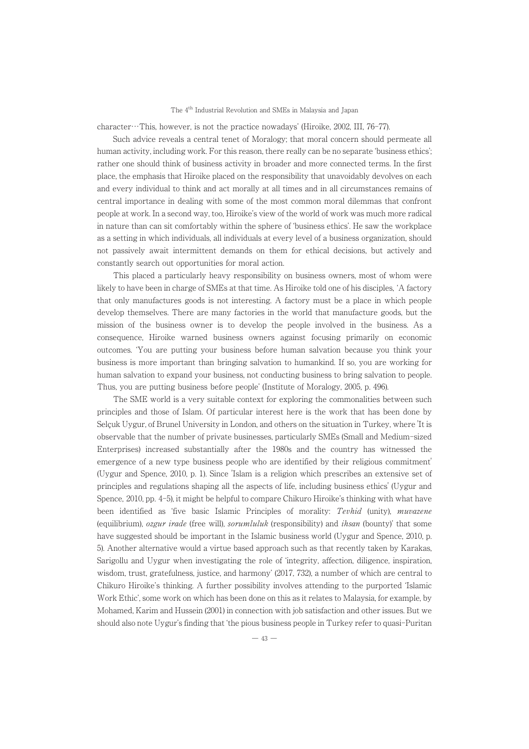character…This, however, is not the practice nowadays' (Hiroike, 2002, III, 76–77).

Such advice reveals a central tenet of Moralogy; that moral concern should permeate all human activity, including work. For this reason, there really can be no separate 'business ethics'; rather one should think of business activity in broader and more connected terms. In the first place, the emphasis that Hiroike placed on the responsibility that unavoidably devolves on each and every individual to think and act morally at all times and in all circumstances remains of central importance in dealing with some of the most common moral dilemmas that confront people at work. In a second way, too, Hiroike's view of the world of work was much more radical in nature than can sit comfortably within the sphere of 'business ethics'. He saw the workplace as a setting in which individuals, all individuals at every level of a business organization, should not passively await intermittent demands on them for ethical decisions, but actively and constantly search out opportunities for moral action.

This placed a particularly heavy responsibility on business owners, most of whom were likely to have been in charge of SMEs at that time. As Hiroike told one of his disciples, 'A factory that only manufactures goods is not interesting. A factory must be a place in which people develop themselves. There are many factories in the world that manufacture goods, but the mission of the business owner is to develop the people involved in the business. As a consequence, Hiroike warned business owners against focusing primarily on economic outcomes. 'You are putting your business before human salvation because you think your business is more important than bringing salvation to humankind. If so, you are working for human salvation to expand your business, not conducting business to bring salvation to people. Thus, you are putting business before people' (Institute of Moralogy, 2005, p. 496).

The SME world is a very suitable context for exploring the commonalities between such principles and those of Islam. Of particular interest here is the work that has been done by Selçuk Uygur, of Brunel University in London, and others on the situation in Turkey, where 'It is observable that the number of private businesses, particularly SMEs (Small and Medium-sized Enterprises) increased substantially after the 1980s and the country has witnessed the emergence of a new type business people who are identified by their religious commitment' (Uygur and Spence, 2010, p. 1). Since 'Islam is a religion which prescribes an extensive set of principles and regulations shaping all the aspects of life, including business ethics' (Uygur and Spence, 2010, pp. 4–5), it might be helpful to compare Chikuro Hiroike's thinking with what have been identified as 'five basic Islamic Principles of morality: *Tevhid* (unity), *muvazene* (equilibrium), *ozgur irade* (free will), *sorumluluk* (responsibility) and *ihsan* (bounty)' that some have suggested should be important in the Islamic business world (Uygur and Spence, 2010, p. 5). Another alternative would a virtue based approach such as that recently taken by Karakas, Sarigollu and Uygur when investigating the role of 'integrity, affection, diligence, inspiration, wisdom, trust, gratefulness, justice, and harmony' (2017, 732), a number of which are central to Chikuro Hiroike's thinking. A further possibility involves attending to the purported 'Islamic Work Ethic', some work on which has been done on this as it relates to Malaysia, for example, by Mohamed, Karim and Hussein (2001) in connection with job satisfaction and other issues. But we should also note Uygur's finding that 'the pious business people in Turkey refer to quasi-Puritan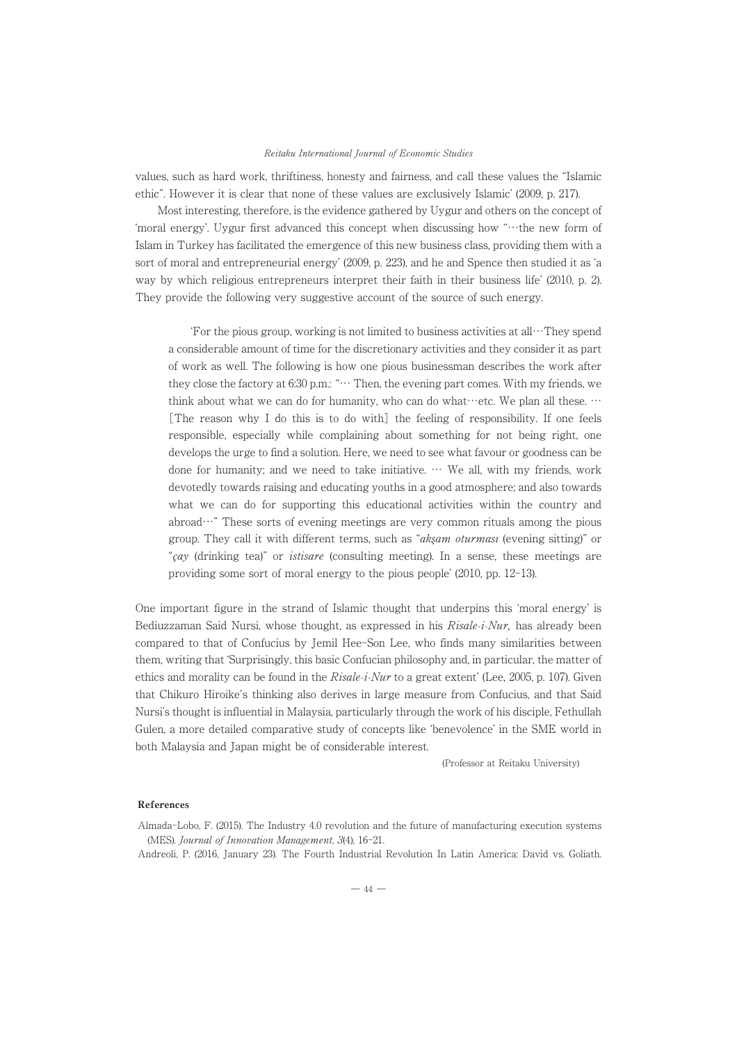values, such as hard work, thriftiness, honesty and fairness, and call these values the "Islamic ethic". However it is clear that none of these values are exclusively Islamic' (2009, p. 217).

Most interesting, therefore, is the evidence gathered by Uygur and others on the concept of 'moral energy'. Uygur first advanced this concept when discussing how "…the new form of Islam in Turkey has facilitated the emergence of this new business class, providing them with a sort of moral and entrepreneurial energy' (2009, p. 223), and he and Spence then studied it as 'a way by which religious entrepreneurs interpret their faith in their business life' (2010, p. 2). They provide the following very suggestive account of the source of such energy.

> 'For the pious group, working is not limited to business activities at all…They spend a considerable amount of time for the discretionary activities and they consider it as part of work as well. The following is how one pious businessman describes the work after they close the factory at 6:30 p.m.: "… Then, the evening part comes. With my friends, we think about what we can do for humanity, who can do what…etc. We plan all these. … [The reason why I do this is to do with] the feeling of responsibility. If one feels responsible, especially while complaining about something for not being right, one develops the urge to find a solution. Here, we need to see what favour or goodness can be done for humanity; and we need to take initiative. … We all, with my friends, work devotedly towards raising and educating youths in a good atmosphere; and also towards what we can do for supporting this educational activities within the country and abroad…" These sorts of evening meetings are very common rituals among the pious group. They call it with different terms, such as "*akşam oturması* (evening sitting)" or "*çay* (drinking tea)" or *istisare* (consulting meeting). In a sense, these meetings are providing some sort of moral energy to the pious people' (2010, pp. 12-13).

One important figure in the strand of Islamic thought that underpins this 'moral energy' is Bediuzzaman Said Nursi, whose thought, as expressed in his *Risale-i-Nur,* has already been compared to that of Confucius by Jemil Hee-Son Lee, who finds many similarities between them, writing that 'Surprisingly, this basic Confucian philosophy and, in particular, the matter of ethics and morality can be found in the *Risale-i-Nur* to a great extent' (Lee, 2005, p. 107). Given that Chikuro Hiroike's thinking also derives in large measure from Confucius, and that Said Nursi's thought is influential in Malaysia, particularly through the work of his disciple, Fethullah Gulen, a more detailed comparative study of concepts like 'benevolence' in the SME world in both Malaysia and Japan might be of considerable interest.

(Professor at Reitaku University)

## References

Almada-Lobo, F. (2015). The Industry 4.0 revolution and the future of manufacturing execution systems (MES). *Journal of Innovation Management*, *3*(4), 16-21.

Andreoli, P. (2016, January 23). The Fourth Industrial Revolution In Latin America: David vs. Goliath.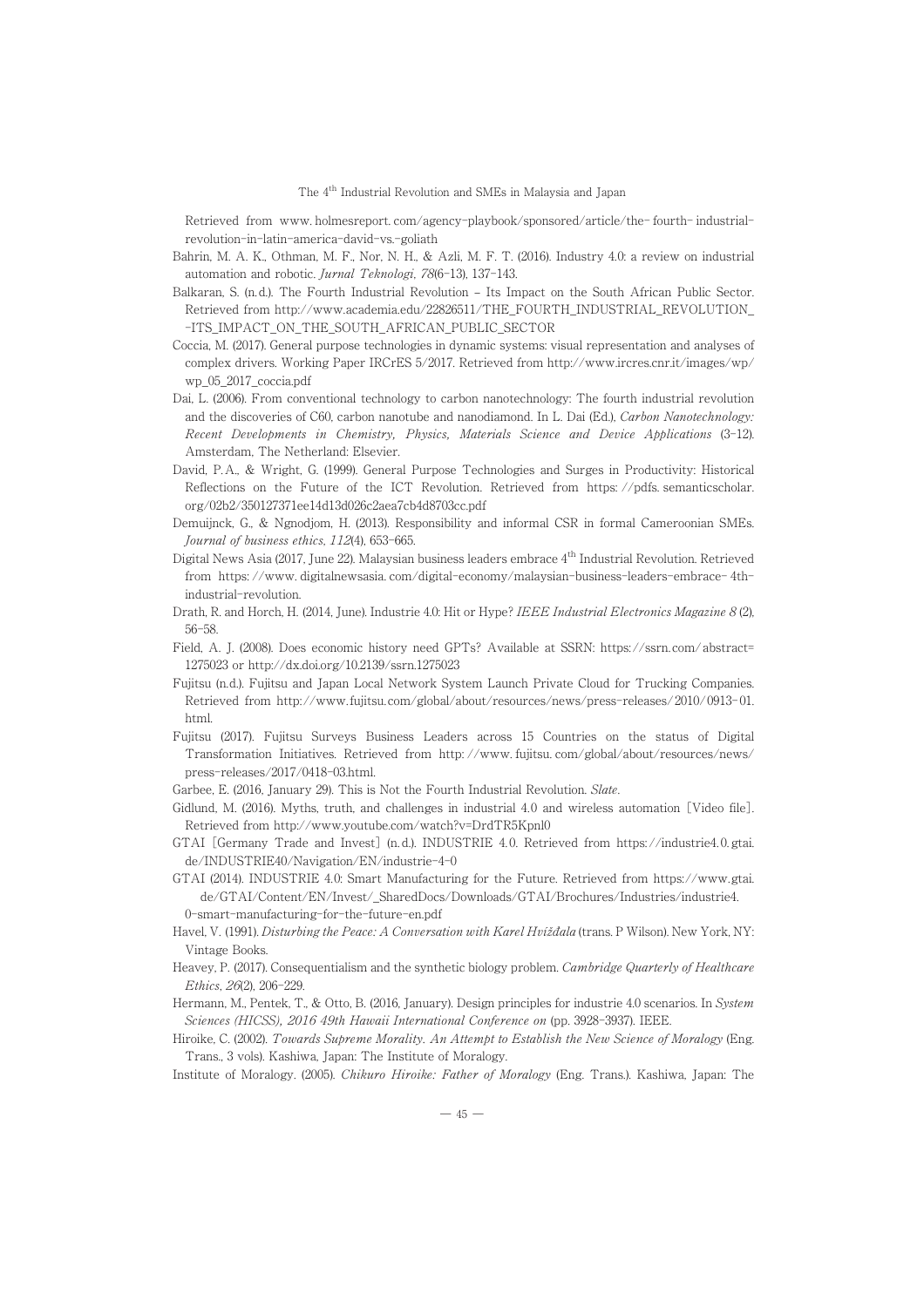Retrieved from www.holmesreport.com/agency-playbook/sponsored/article/the-fourth-industrial-revolution-in-latin-america-david-vs.-goliath

Bahrin, M. A. K., Othman, M. F., Nor, N. H., & Azli, M. F. T. (2016). Industry 4.0: a review on industrial automation and robotic. *Jurnal Teknologi*, *78*(6-13), 137-143.

Balkaran, S. (n.d.). The Fourth Industrial Revolution – Its Impact on the South African Public Sector. Retrieved from http://www.academia.edu/22826511/THE_FOURTH_INDUSTRIAL_REVOLUTION_-ITS_IMPACT_ON_THE_SOUTH_AFRICAN_PUBLIC_SECTOR

Coccia, M. (2017). General purpose technologies in dynamic systems: visual representation and analyses of complex drivers. Working Paper IRCrES 5/2017. Retrieved from http://www.ircres.cnr.it/images/wp/wp_05_2017_coccia.pdf

Dai, L. (2006). From conventional technology to carbon nanotechnology: The fourth industrial revolution and the discoveries of C60, carbon nanotube and nanodiamond. In L. Dai (Ed.), *Carbon Nanotechnology: Recent Developments in Chemistry, Physics, Materials Science and Device Applications* (3-12). Amsterdam, The Netherland: Elsevier.

David, P.A., & Wright, G. (1999). General Purpose Technologies and Surges in Productivity: Historical Reflections on the Future of the ICT Revolution. Retrieved from https://pdfs.semanticscholar.org/02b2/350127371ee14d13d026c2aea7cb4d8703cc.pdf

Demuijnck, G., & Ngnodjom, H. (2013). Responsibility and informal CSR in formal Cameroonian SMEs. *Journal of business ethics*, *112*(4), 653-665.

Digital News Asia (2017, June 22). Malaysian business leaders embrace 4th Industrial Revolution. Retrieved from https://www.digitalnewsasia.com/digital-economy/malaysian-business-leaders-embrace-4th-industrial-revolution.

Drath, R. and Horch, H. (2014, June). Industrie 4.0: Hit or Hype? *IEEE Industrial Electronics Magazine 8* (2), 56-58.

Field, A. J. (2008). Does economic history need GPTs? Available at SSRN: https://ssrn.com/abstract=1275023 or http://dx.doi.org/10.2139/ssrn.1275023

Fujitsu (n.d.). Fujitsu and Japan Local Network System Launch Private Cloud for Trucking Companies. Retrieved from http://www.fujitsu.com/global/about/resources/news/press-releases/2010/0913-01.html.

Fujitsu (2017). Fujitsu Surveys Business Leaders across 15 Countries on the status of Digital Transformation Initiatives. Retrieved from http://www.fujitsu.com/global/about/resources/news/press-releases/2017/0418-03.html.

Garbee, E. (2016, January 29). This is Not the Fourth Industrial Revolution. *Slate*.

Gidlund, M. (2016). Myths, truth, and challenges in industrial 4.0 and wireless automation [Video file]. Retrieved from http://www.youtube.com/watch?v=DrdTR5Kpnl0

GTAI [Germany Trade and Invest] (n.d.). INDUSTRIE 4.0. Retrieved from https://industrie4.0.gtai.de/INDUSTRIE40/Navigation/EN/industrie-4-0

GTAI (2014). INDUSTRIE 4.0: Smart Manufacturing for the Future. Retrieved from https://www.gtai.de/GTAI/Content/EN/Invest/_SharedDocs/Downloads/GTAI/Brochures/Industries/industrie4.0-smart-manufacturing-for-the-future-en.pdf

Havel, V. (1991). *Disturbing the Peace: A Conversation with Karel Hvížďala* (trans. P Wilson). New York, NY: Vintage Books.

Heavey, P. (2017). Consequentialism and the synthetic biology problem. *Cambridge Quarterly of Healthcare Ethics*, *26*(2), 206-229.

Hermann, M., Pentek, T., & Otto, B. (2016, January). Design principles for industrie 4.0 scenarios. In *System Sciences (HICSS), 2016 49th Hawaii International Conference on* (pp. 3928-3937). IEEE.

Hiroike, C. (2002). *Towards Supreme Morality. An Attempt to Establish the New Science of Moralogy* (Eng. Trans., 3 vols). Kashiwa, Japan: The Institute of Moralogy.

Institute of Moralogy. (2005). *Chikuro Hiroike: Father of Moralogy* (Eng. Trans.). Kashiwa, Japan: The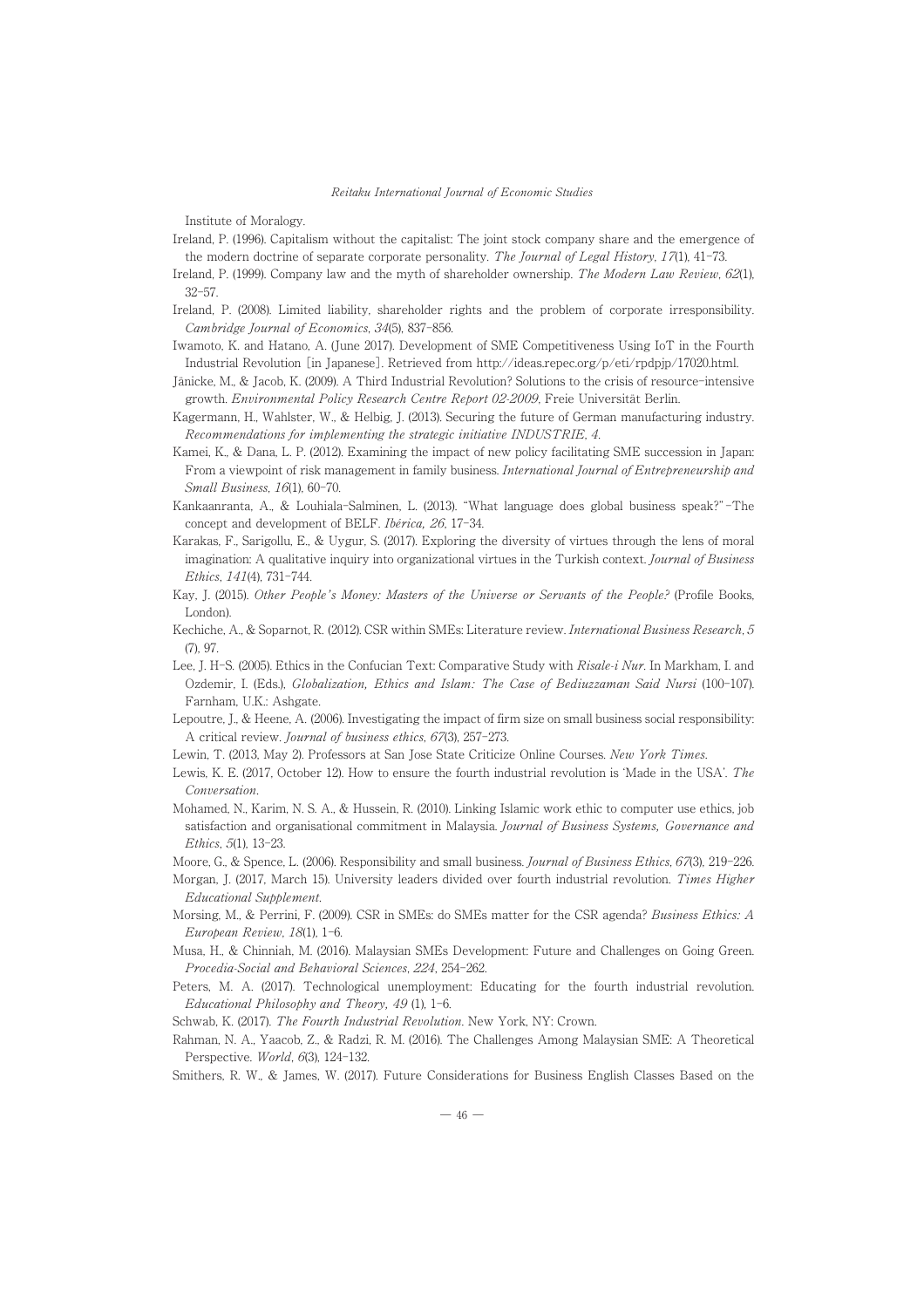Institute of Moralogy.

Ireland, P. (1996). Capitalism without the capitalist: The joint stock company share and the emergence of the modern doctrine of separate corporate personality. *The Journal of Legal History*, *17*(1), 41–73.

Ireland, P. (1999). Company law and the myth of shareholder ownership. *The Modern Law Review*, *62*(1), 32–57.

Ireland, P. (2008). Limited liability, shareholder rights and the problem of corporate irresponsibility. *Cambridge Journal of Economics*, *34*(5), 837–856.

Iwamoto, K. and Hatano, A. (June 2017). Development of SME Competitiveness Using IoT in the Fourth Industrial Revolution [in Japanese]. Retrieved from http://ideas.repec.org/p/eti/rpdpjp/17020.html.

Jänicke, M., & Jacob, K. (2009). A Third Industrial Revolution? Solutions to the crisis of resource-intensive growth. *Environmental Policy Research Centre Report 02-2009*, Freie Universität Berlin.

Kagermann, H., Wahlster, W., & Helbig, J. (2013). Securing the future of German manufacturing industry. *Recommendations for implementing the strategic initiative INDUSTRIE*, *4*.

Kamei, K., & Dana, L. P. (2012). Examining the impact of new policy facilitating SME succession in Japan: From a viewpoint of risk management in family business. *International Journal of Entrepreneurship and Small Business*, *16*(1), 60–70.

Kankaanranta, A., & Louhiala-Salminen, L. (2013). "What language does global business speak?" –The concept and development of BELF. *Ibérica, 26*, 17–34.

Karakas, F., Sarigollu, E., & Uygur, S. (2017). Exploring the diversity of virtues through the lens of moral imagination: A qualitative inquiry into organizational virtues in the Turkish context. *Journal of Business Ethics*, *141*(4), 731–744.

Kay, J. (2015). *Other People's Money: Masters of the Universe or Servants of the People?* (Profile Books, London).

Kechiche, A., & Soparnot, R. (2012). CSR within SMEs: Literature review. *International Business Research*, *5* (7), 97.

Lee, J. H-S. (2005). Ethics in the Confucian Text: Comparative Study with *Risale-i Nur*. In Markham, I. and Ozdemir, I. (Eds.), *Globalization, Ethics and Islam: The Case of Bediuzzaman Said Nursi* (100–107). Farnham, U.K.: Ashgate.

Lepoutre, J., & Heene, A. (2006). Investigating the impact of firm size on small business social responsibility: A critical review. *Journal of business ethics*, *67*(3), 257–273.

Lewin, T. (2013, May 2). Professors at San Jose State Criticize Online Courses. *New York Times*.

Lewis, K. E. (2017, October 12). How to ensure the fourth industrial revolution is 'Made in the USA'. *The Conversation*.

Mohamed, N., Karim, N. S. A., & Hussein, R. (2010). Linking Islamic work ethic to computer use ethics, job satisfaction and organisational commitment in Malaysia. *Journal of Business Systems, Governance and Ethics*, *5*(1), 13–23.

Moore, G., & Spence, L. (2006). Responsibility and small business. *Journal of Business Ethics*, *67*(3), 219–226.

Morgan, J. (2017, March 15). University leaders divided over fourth industrial revolution. *Times Higher Educational Supplement*.

Morsing, M., & Perrini, F. (2009). CSR in SMEs: do SMEs matter for the CSR agenda? *Business Ethics: A European Review*, *18*(1), 1–6.

Musa, H., & Chinniah, M. (2016). Malaysian SMEs Development: Future and Challenges on Going Green. *Procedia-Social and Behavioral Sciences*, *224*, 254–262.

Peters, M. A. (2017). Technological unemployment: Educating for the fourth industrial revolution. *Educational Philosophy and Theory, 49* (1), 1–6.

Schwab, K. (2017). *The Fourth Industrial Revolution*. New York, NY: Crown.

Rahman, N. A., Yaacob, Z., & Radzi, R. M. (2016). The Challenges Among Malaysian SME: A Theoretical Perspective. *World*, *6*(3), 124–132.

Smithers, R. W., & James, W. (2017). Future Considerations for Business English Classes Based on the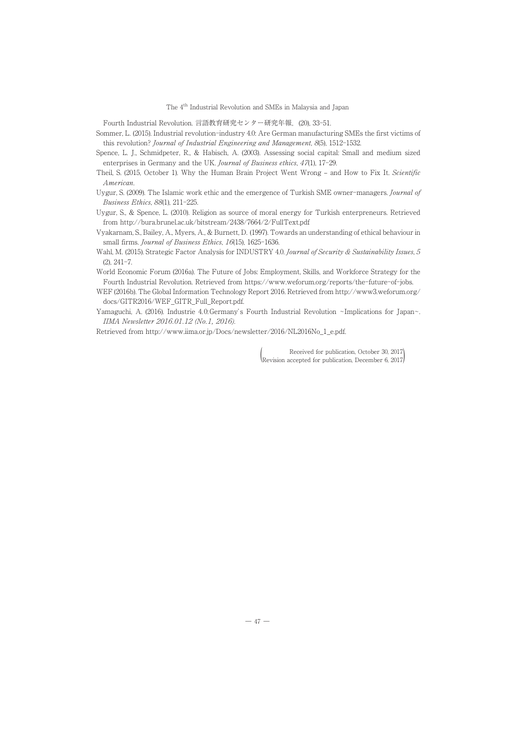Fourth Industrial Revolution. 言語教育研究センター研究年報, (20), 33–51.

Sommer, L. (2015). Industrial revolution–industry 4.0: Are German manufacturing SMEs the first victims of this revolution? *Journal of Industrial Engineering and Management*, *8*(5), 1512–1532.

Spence, L. J., Schmidpeter, R., & Habisch, A. (2003). Assessing social capital: Small and medium sized enterprises in Germany and the UK. *Journal of Business ethics*, *47*(1), 17–29.

Theil, S. (2015, October 1). Why the Human Brain Project Went Wrong – and How to Fix It. *Scientific American*.

Uygur, S. (2009). The Islamic work ethic and the emergence of Turkish SME owner–managers. *Journal of Business Ethics*, *88*(1), 211–225.

Uygur, S., & Spence, L. (2010). Religion as source of moral energy for Turkish enterpreneurs. Retrieved from http://bura.brunel.ac.uk/bitstream/2438/7664/2/FullText.pdf

Vyakarnam, S., Bailey, A., Myers, A., & Burnett, D. (1997). Towards an understanding of ethical behaviour in small firms. *Journal of Business Ethics*, *16*(15), 1625–1636.

Wahl, M. (2015). Strategic Factor Analysis for INDUSTRY 4.0. *Journal of Security & Sustainability Issues*, *5* (2), 241–7.

World Economic Forum (2016a). The Future of Jobs: Employment, Skills, and Workforce Strategy for the Fourth Industrial Revolution. Retrieved from https://www.weforum.org/reports/the-future-of-jobs.

WEF (2016b). The Global Information Technology Report 2016. Retrieved from http://www3.weforum.org/docs/GITR2016/WEF_GITR_Full_Report.pdf.

Yamaguchi, A. (2016). Industrie 4.0:Germany's Fourth Industrial Revolution ~Implications for Japan~. *IIMA Newsletter 2016.01.12 (No.1, 2016).*

Retrieved from http://www.iima.or.jp/Docs/newsletter/2016/NL2016No_1_e.pdf.

(Received for publication, October 30, 2017
Revision accepted for publication, December 6, 2017)